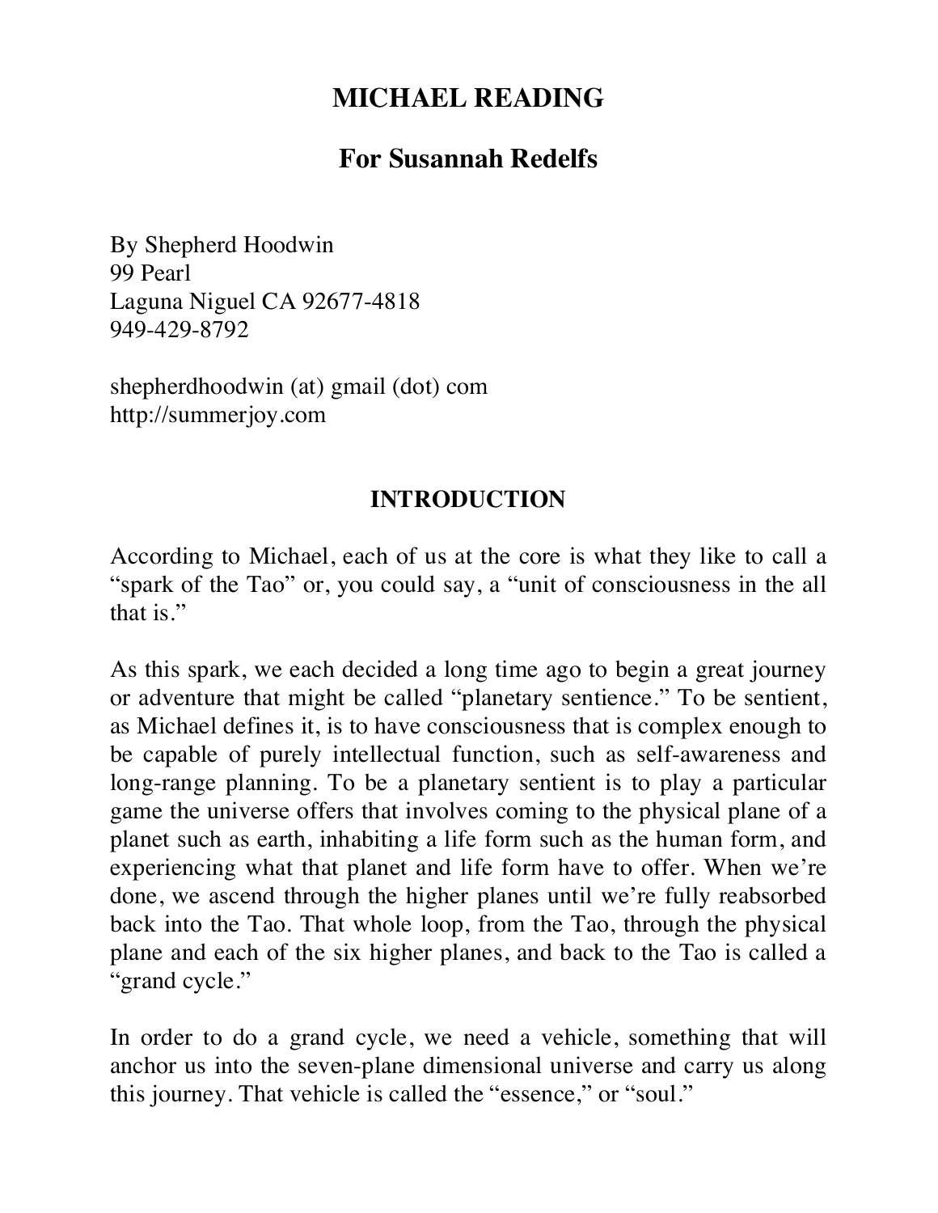# MICHAEL READING

## For Susannah Redelfs

By Shepherd Hoodwin
99 Pearl
Laguna Niguel CA 92677-4818
949-429-8792

shepherdhoodwin (at) gmail (dot) com
http://summerjoy.com

## INTRODUCTION

According to Michael, each of us at the core is what they like to call a "spark of the Tao" or, you could say, a "unit of consciousness in the all that is."

As this spark, we each decided a long time ago to begin a great journey or adventure that might be called "planetary sentience." To be sentient, as Michael defines it, is to have consciousness that is complex enough to be capable of purely intellectual function, such as self-awareness and long-range planning. To be a planetary sentient is to play a particular game the universe offers that involves coming to the physical plane of a planet such as earth, inhabiting a life form such as the human form, and experiencing what that planet and life form have to offer. When we're done, we ascend through the higher planes until we're fully reabsorbed back into the Tao. That whole loop, from the Tao, through the physical plane and each of the six higher planes, and back to the Tao is called a "grand cycle."

In order to do a grand cycle, we need a vehicle, something that will anchor us into the seven-plane dimensional universe and carry us along this journey. That vehicle is called the "essence," or "soul."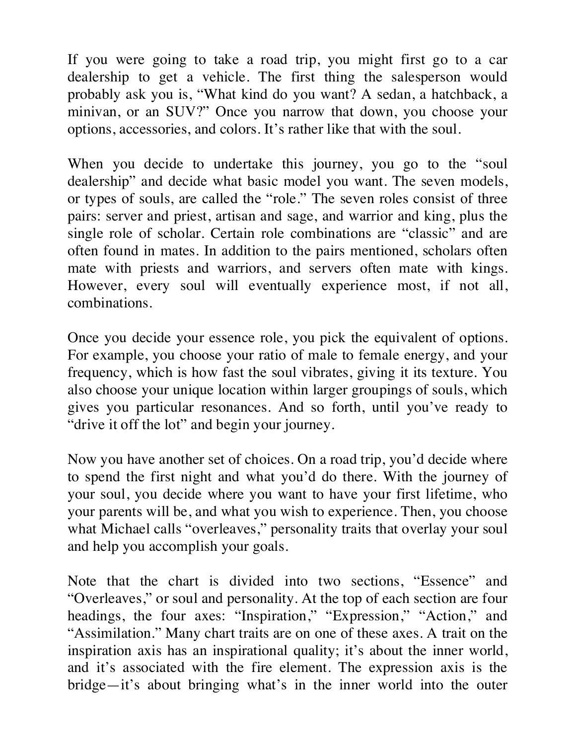If you were going to take a road trip, you might first go to a car dealership to get a vehicle. The first thing the salesperson would probably ask you is, "What kind do you want? A sedan, a hatchback, a minivan, or an SUV?" Once you narrow that down, you choose your options, accessories, and colors. It's rather like that with the soul.

When you decide to undertake this journey, you go to the "soul dealership" and decide what basic model you want. The seven models, or types of souls, are called the "role." The seven roles consist of three pairs: server and priest, artisan and sage, and warrior and king, plus the single role of scholar. Certain role combinations are "classic" and are often found in mates. In addition to the pairs mentioned, scholars often mate with priests and warriors, and servers often mate with kings. However, every soul will eventually experience most, if not all, combinations.

Once you decide your essence role, you pick the equivalent of options. For example, you choose your ratio of male to female energy, and your frequency, which is how fast the soul vibrates, giving it its texture. You also choose your unique location within larger groupings of souls, which gives you particular resonances. And so forth, until you've ready to "drive it off the lot" and begin your journey.

Now you have another set of choices. On a road trip, you'd decide where to spend the first night and what you'd do there. With the journey of your soul, you decide where you want to have your first lifetime, who your parents will be, and what you wish to experience. Then, you choose what Michael calls "overleaves," personality traits that overlay your soul and help you accomplish your goals.

Note that the chart is divided into two sections, "Essence" and "Overleaves," or soul and personality. At the top of each section are four headings, the four axes: "Inspiration," "Expression," "Action," and "Assimilation." Many chart traits are on one of these axes. A trait on the inspiration axis has an inspirational quality; it's about the inner world, and it's associated with the fire element. The expression axis is the bridge—it's about bringing what's in the inner world into the outer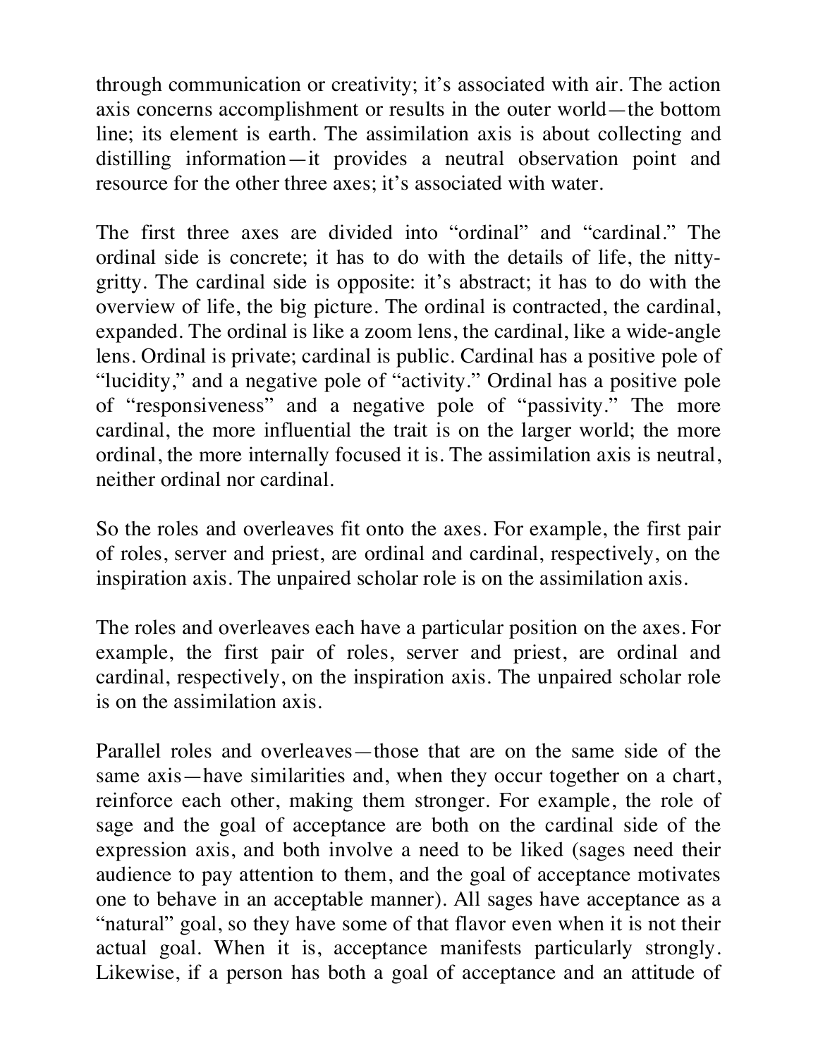through communication or creativity; it's associated with air. The action axis concerns accomplishment or results in the outer world—the bottom line; its element is earth. The assimilation axis is about collecting and distilling information—it provides a neutral observation point and resource for the other three axes; it's associated with water.

The first three axes are divided into "ordinal" and "cardinal." The ordinal side is concrete; it has to do with the details of life, the nitty-gritty. The cardinal side is opposite: it's abstract; it has to do with the overview of life, the big picture. The ordinal is contracted, the cardinal, expanded. The ordinal is like a zoom lens, the cardinal, like a wide-angle lens. Ordinal is private; cardinal is public. Cardinal has a positive pole of "lucidity," and a negative pole of "activity." Ordinal has a positive pole of "responsiveness" and a negative pole of "passivity." The more cardinal, the more influential the trait is on the larger world; the more ordinal, the more internally focused it is. The assimilation axis is neutral, neither ordinal nor cardinal.

So the roles and overleaves fit onto the axes. For example, the first pair of roles, server and priest, are ordinal and cardinal, respectively, on the inspiration axis. The unpaired scholar role is on the assimilation axis.

The roles and overleaves each have a particular position on the axes. For example, the first pair of roles, server and priest, are ordinal and cardinal, respectively, on the inspiration axis. The unpaired scholar role is on the assimilation axis.

Parallel roles and overleaves—those that are on the same side of the same axis—have similarities and, when they occur together on a chart, reinforce each other, making them stronger. For example, the role of sage and the goal of acceptance are both on the cardinal side of the expression axis, and both involve a need to be liked (sages need their audience to pay attention to them, and the goal of acceptance motivates one to behave in an acceptable manner). All sages have acceptance as a "natural" goal, so they have some of that flavor even when it is not their actual goal. When it is, acceptance manifests particularly strongly. Likewise, if a person has both a goal of acceptance and an attitude of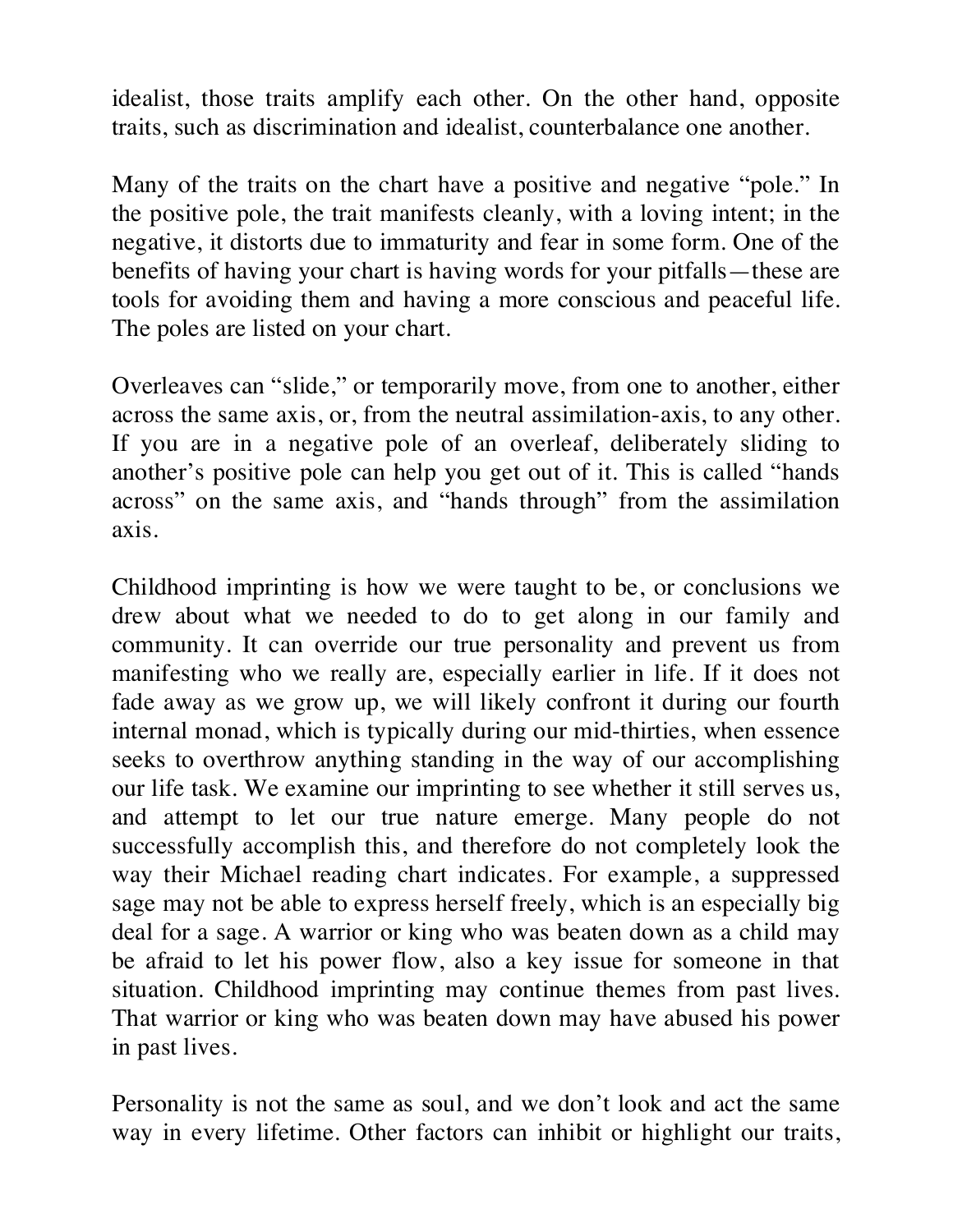idealist, those traits amplify each other. On the other hand, opposite traits, such as discrimination and idealist, counterbalance one another.

Many of the traits on the chart have a positive and negative "pole." In the positive pole, the trait manifests cleanly, with a loving intent; in the negative, it distorts due to immaturity and fear in some form. One of the benefits of having your chart is having words for your pitfalls—these are tools for avoiding them and having a more conscious and peaceful life. The poles are listed on your chart.

Overleaves can "slide," or temporarily move, from one to another, either across the same axis, or, from the neutral assimilation-axis, to any other. If you are in a negative pole of an overleaf, deliberately sliding to another's positive pole can help you get out of it. This is called "hands across" on the same axis, and "hands through" from the assimilation axis.

Childhood imprinting is how we were taught to be, or conclusions we drew about what we needed to do to get along in our family and community. It can override our true personality and prevent us from manifesting who we really are, especially earlier in life. If it does not fade away as we grow up, we will likely confront it during our fourth internal monad, which is typically during our mid-thirties, when essence seeks to overthrow anything standing in the way of our accomplishing our life task. We examine our imprinting to see whether it still serves us, and attempt to let our true nature emerge. Many people do not successfully accomplish this, and therefore do not completely look the way their Michael reading chart indicates. For example, a suppressed sage may not be able to express herself freely, which is an especially big deal for a sage. A warrior or king who was beaten down as a child may be afraid to let his power flow, also a key issue for someone in that situation. Childhood imprinting may continue themes from past lives. That warrior or king who was beaten down may have abused his power in past lives.

Personality is not the same as soul, and we don't look and act the same way in every lifetime. Other factors can inhibit or highlight our traits,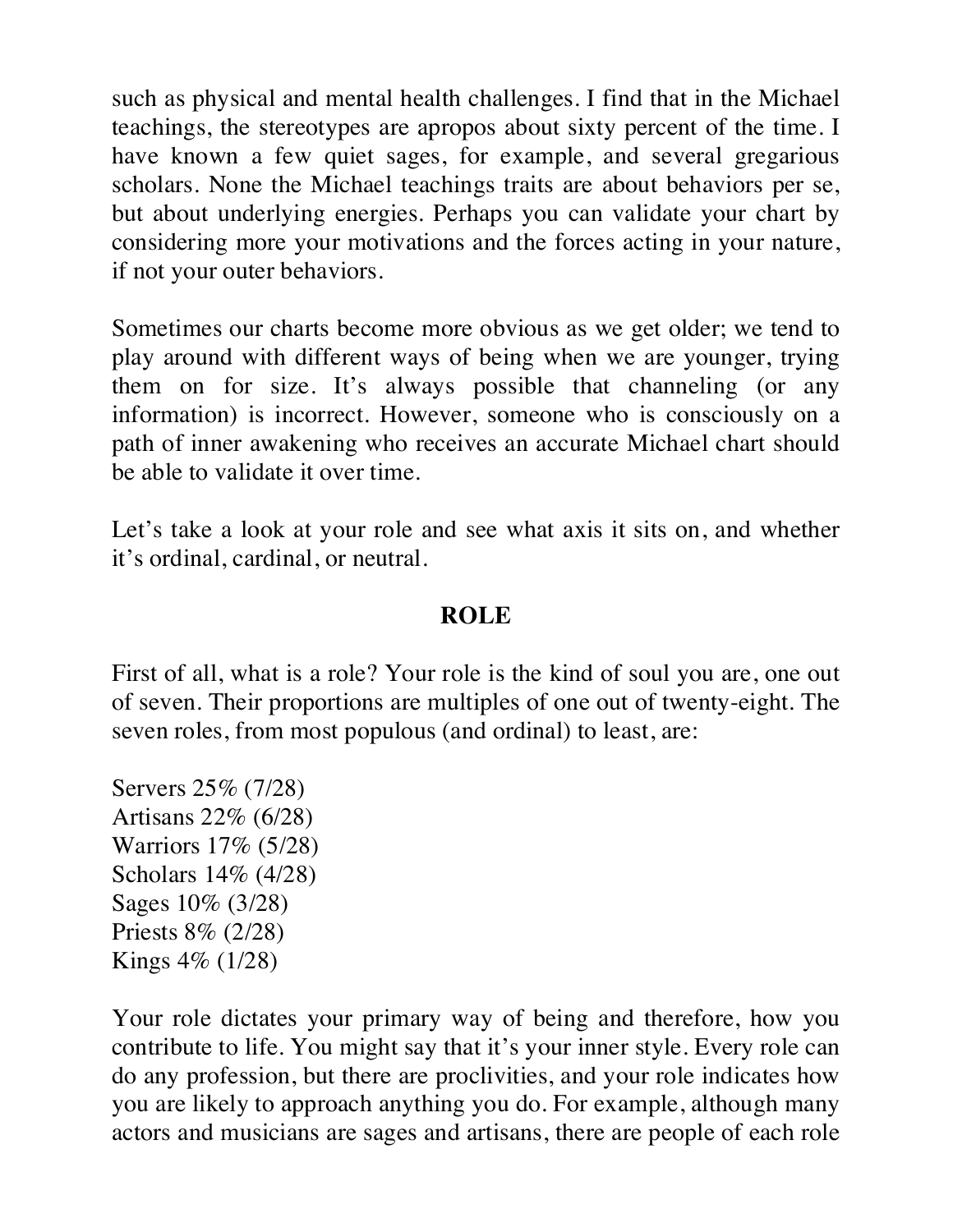such as physical and mental health challenges. I find that in the Michael teachings, the stereotypes are apropos about sixty percent of the time. I have known a few quiet sages, for example, and several gregarious scholars. None the Michael teachings traits are about behaviors per se, but about underlying energies. Perhaps you can validate your chart by considering more your motivations and the forces acting in your nature, if not your outer behaviors.

Sometimes our charts become more obvious as we get older; we tend to play around with different ways of being when we are younger, trying them on for size. It's always possible that channeling (or any information) is incorrect. However, someone who is consciously on a path of inner awakening who receives an accurate Michael chart should be able to validate it over time.

Let's take a look at your role and see what axis it sits on, and whether it's ordinal, cardinal, or neutral.

## ROLE

First of all, what is a role? Your role is the kind of soul you are, one out of seven. Their proportions are multiples of one out of twenty-eight. The seven roles, from most populous (and ordinal) to least, are:

Servers 25% (7/28)
Artisans 22% (6/28)
Warriors 17% (5/28)
Scholars 14% (4/28)
Sages 10% (3/28)
Priests 8% (2/28)
Kings 4% (1/28)

Your role dictates your primary way of being and therefore, how you contribute to life. You might say that it's your inner style. Every role can do any profession, but there are proclivities, and your role indicates how you are likely to approach anything you do. For example, although many actors and musicians are sages and artisans, there are people of each role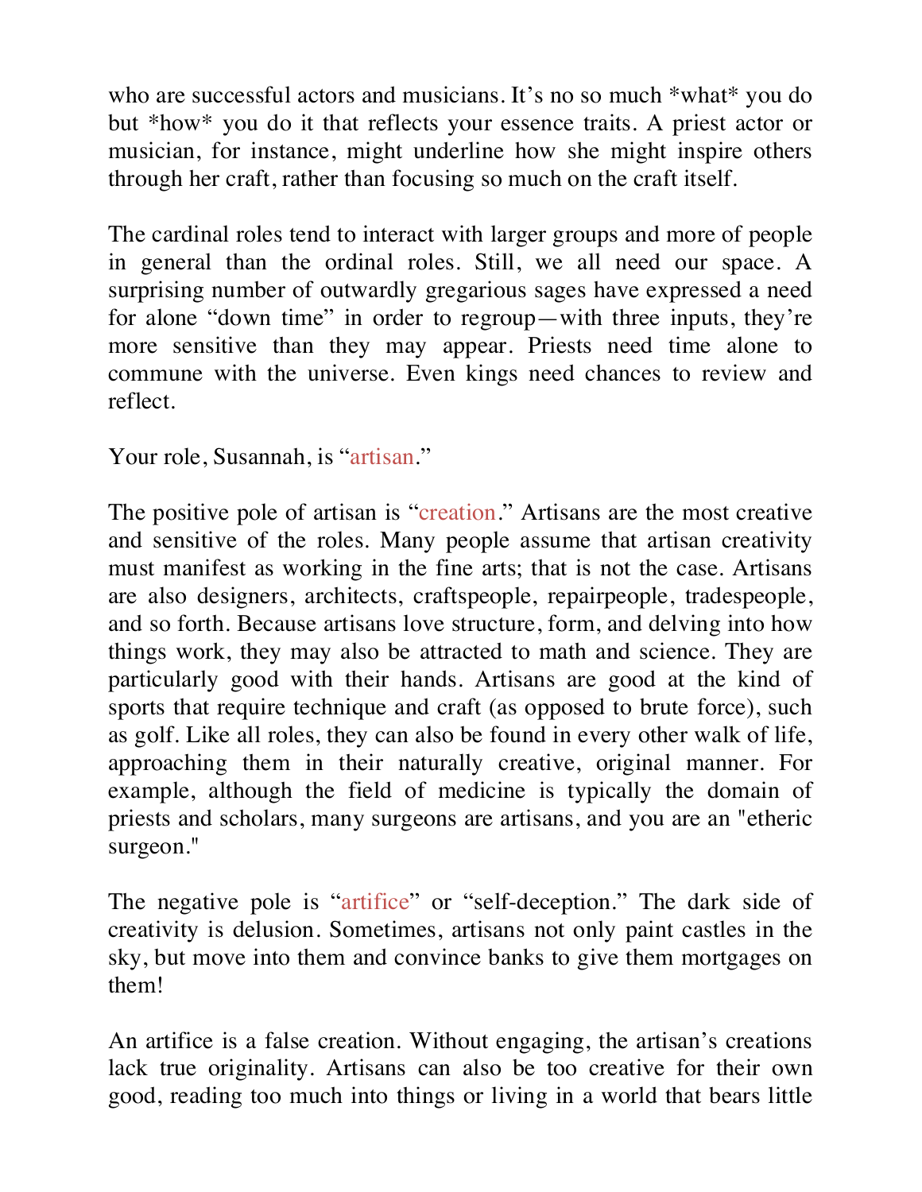who are successful actors and musicians. It's no so much *what* you do but *how* you do it that reflects your essence traits. A priest actor or musician, for instance, might underline how she might inspire others through her craft, rather than focusing so much on the craft itself.

The cardinal roles tend to interact with larger groups and more of people in general than the ordinal roles. Still, we all need our space. A surprising number of outwardly gregarious sages have expressed a need for alone "down time" in order to regroup—with three inputs, they're more sensitive than they may appear. Priests need time alone to commune with the universe. Even kings need chances to review and reflect.

Your role, Susannah, is "artisan."

The positive pole of artisan is "creation." Artisans are the most creative and sensitive of the roles. Many people assume that artisan creativity must manifest as working in the fine arts; that is not the case. Artisans are also designers, architects, craftspeople, repairpeople, tradespeople, and so forth. Because artisans love structure, form, and delving into how things work, they may also be attracted to math and science. They are particularly good with their hands. Artisans are good at the kind of sports that require technique and craft (as opposed to brute force), such as golf. Like all roles, they can also be found in every other walk of life, approaching them in their naturally creative, original manner. For example, although the field of medicine is typically the domain of priests and scholars, many surgeons are artisans, and you are an "etheric surgeon."

The negative pole is "artifice" or "self-deception." The dark side of creativity is delusion. Sometimes, artisans not only paint castles in the sky, but move into them and convince banks to give them mortgages on them!

An artifice is a false creation. Without engaging, the artisan's creations lack true originality. Artisans can also be too creative for their own good, reading too much into things or living in a world that bears little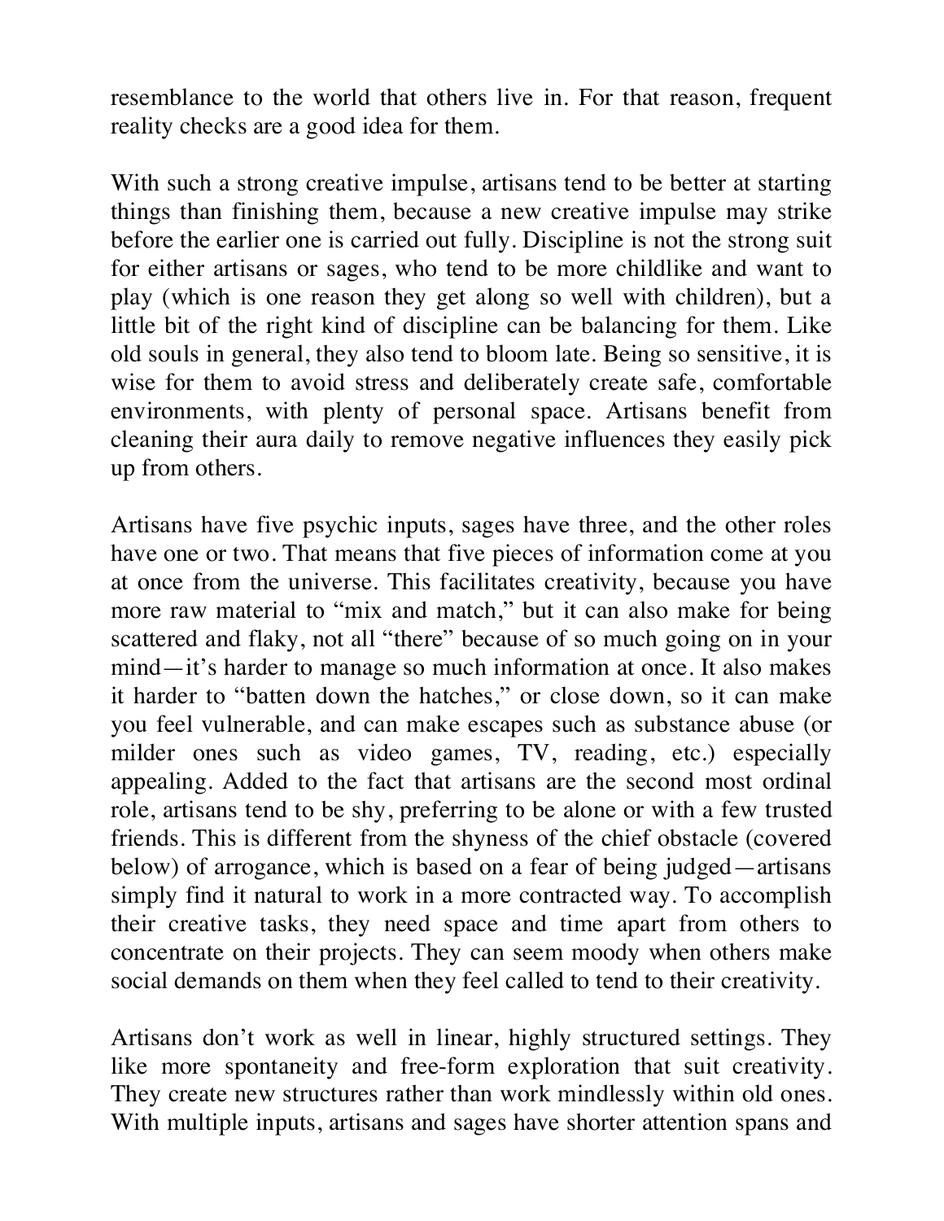resemblance to the world that others live in. For that reason, frequent reality checks are a good idea for them.

With such a strong creative impulse, artisans tend to be better at starting things than finishing them, because a new creative impulse may strike before the earlier one is carried out fully. Discipline is not the strong suit for either artisans or sages, who tend to be more childlike and want to play (which is one reason they get along so well with children), but a little bit of the right kind of discipline can be balancing for them. Like old souls in general, they also tend to bloom late. Being so sensitive, it is wise for them to avoid stress and deliberately create safe, comfortable environments, with plenty of personal space. Artisans benefit from cleaning their aura daily to remove negative influences they easily pick up from others.

Artisans have five psychic inputs, sages have three, and the other roles have one or two. That means that five pieces of information come at you at once from the universe. This facilitates creativity, because you have more raw material to "mix and match," but it can also make for being scattered and flaky, not all "there" because of so much going on in your mind—it's harder to manage so much information at once. It also makes it harder to "batten down the hatches," or close down, so it can make you feel vulnerable, and can make escapes such as substance abuse (or milder ones such as video games, TV, reading, etc.) especially appealing. Added to the fact that artisans are the second most ordinal role, artisans tend to be shy, preferring to be alone or with a few trusted friends. This is different from the shyness of the chief obstacle (covered below) of arrogance, which is based on a fear of being judged—artisans simply find it natural to work in a more contracted way. To accomplish their creative tasks, they need space and time apart from others to concentrate on their projects. They can seem moody when others make social demands on them when they feel called to tend to their creativity.

Artisans don't work as well in linear, highly structured settings. They like more spontaneity and free-form exploration that suit creativity. They create new structures rather than work mindlessly within old ones. With multiple inputs, artisans and sages have shorter attention spans and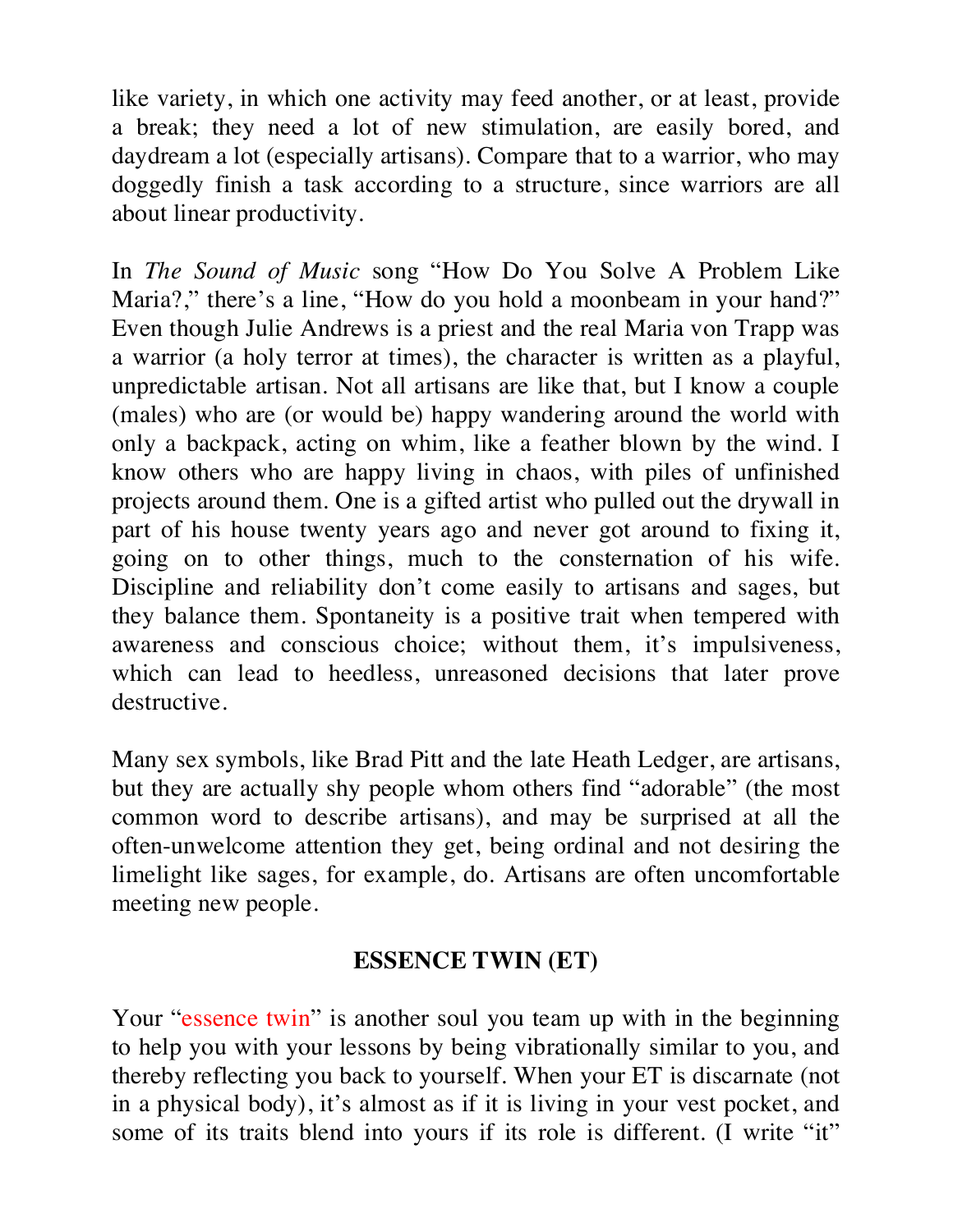like variety, in which one activity may feed another, or at least, provide a break; they need a lot of new stimulation, are easily bored, and daydream a lot (especially artisans). Compare that to a warrior, who may doggedly finish a task according to a structure, since warriors are all about linear productivity.

In *The Sound of Music* song "How Do You Solve A Problem Like Maria?," there's a line, "How do you hold a moonbeam in your hand?" Even though Julie Andrews is a priest and the real Maria von Trapp was a warrior (a holy terror at times), the character is written as a playful, unpredictable artisan. Not all artisans are like that, but I know a couple (males) who are (or would be) happy wandering around the world with only a backpack, acting on whim, like a feather blown by the wind. I know others who are happy living in chaos, with piles of unfinished projects around them. One is a gifted artist who pulled out the drywall in part of his house twenty years ago and never got around to fixing it, going on to other things, much to the consternation of his wife. Discipline and reliability don't come easily to artisans and sages, but they balance them. Spontaneity is a positive trait when tempered with awareness and conscious choice; without them, it's impulsiveness, which can lead to heedless, unreasoned decisions that later prove destructive.

Many sex symbols, like Brad Pitt and the late Heath Ledger, are artisans, but they are actually shy people whom others find "adorable" (the most common word to describe artisans), and may be surprised at all the often-unwelcome attention they get, being ordinal and not desiring the limelight like sages, for example, do. Artisans are often uncomfortable meeting new people.

## ESSENCE TWIN (ET)

Your "essence twin" is another soul you team up with in the beginning to help you with your lessons by being vibrationally similar to you, and thereby reflecting you back to yourself. When your ET is discarnate (not in a physical body), it's almost as if it is living in your vest pocket, and some of its traits blend into yours if its role is different. (I write "it"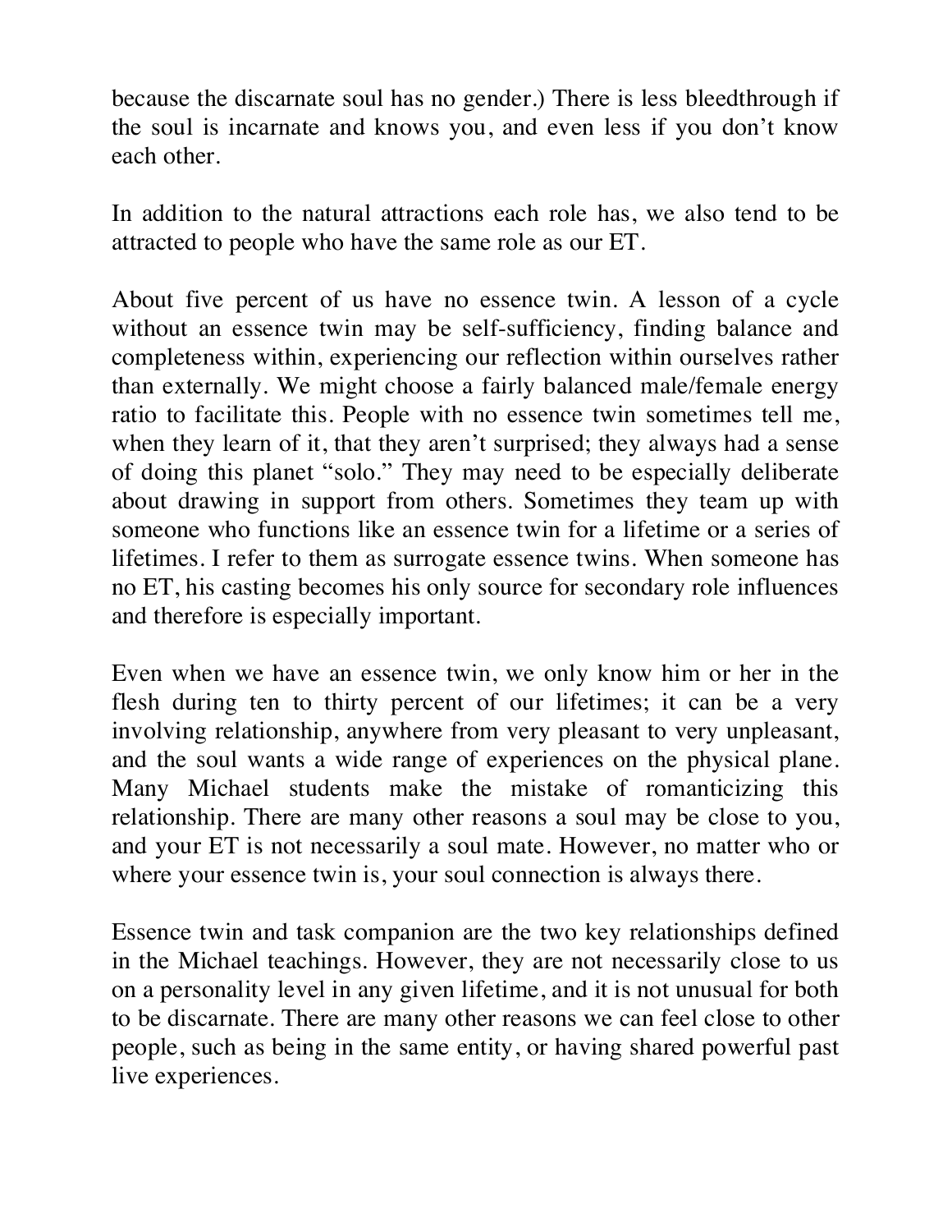because the discarnate soul has no gender.) There is less bleedthrough if the soul is incarnate and knows you, and even less if you don't know each other.

In addition to the natural attractions each role has, we also tend to be attracted to people who have the same role as our ET.

About five percent of us have no essence twin. A lesson of a cycle without an essence twin may be self-sufficiency, finding balance and completeness within, experiencing our reflection within ourselves rather than externally. We might choose a fairly balanced male/female energy ratio to facilitate this. People with no essence twin sometimes tell me, when they learn of it, that they aren't surprised; they always had a sense of doing this planet "solo." They may need to be especially deliberate about drawing in support from others. Sometimes they team up with someone who functions like an essence twin for a lifetime or a series of lifetimes. I refer to them as surrogate essence twins. When someone has no ET, his casting becomes his only source for secondary role influences and therefore is especially important.

Even when we have an essence twin, we only know him or her in the flesh during ten to thirty percent of our lifetimes; it can be a very involving relationship, anywhere from very pleasant to very unpleasant, and the soul wants a wide range of experiences on the physical plane. Many Michael students make the mistake of romanticizing this relationship. There are many other reasons a soul may be close to you, and your ET is not necessarily a soul mate. However, no matter who or where your essence twin is, your soul connection is always there.

Essence twin and task companion are the two key relationships defined in the Michael teachings. However, they are not necessarily close to us on a personality level in any given lifetime, and it is not unusual for both to be discarnate. There are many other reasons we can feel close to other people, such as being in the same entity, or having shared powerful past live experiences.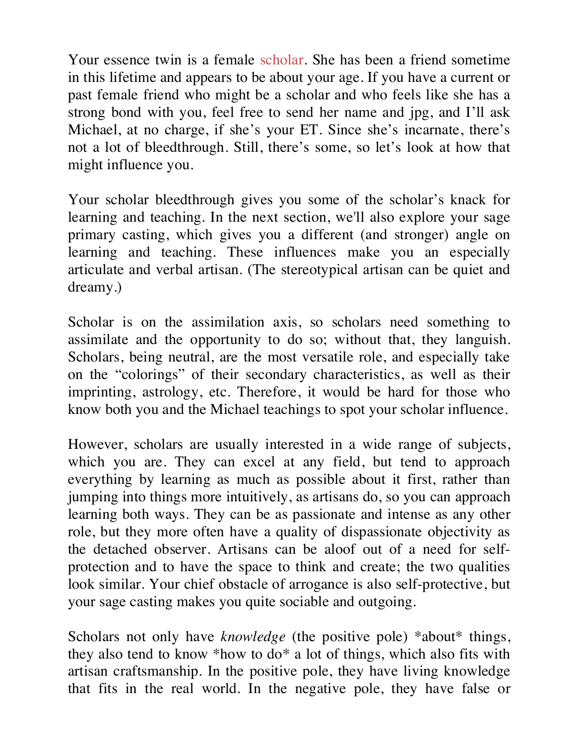Your essence twin is a female scholar. She has been a friend sometime in this lifetime and appears to be about your age. If you have a current or past female friend who might be a scholar and who feels like she has a strong bond with you, feel free to send her name and jpg, and I'll ask Michael, at no charge, if she's your ET. Since she's incarnate, there's not a lot of bleedthrough. Still, there's some, so let's look at how that might influence you.

Your scholar bleedthrough gives you some of the scholar's knack for learning and teaching. In the next section, we'll also explore your sage primary casting, which gives you a different (and stronger) angle on learning and teaching. These influences make you an especially articulate and verbal artisan. (The stereotypical artisan can be quiet and dreamy.)

Scholar is on the assimilation axis, so scholars need something to assimilate and the opportunity to do so; without that, they languish. Scholars, being neutral, are the most versatile role, and especially take on the "colorings" of their secondary characteristics, as well as their imprinting, astrology, etc. Therefore, it would be hard for those who know both you and the Michael teachings to spot your scholar influence.

However, scholars are usually interested in a wide range of subjects, which you are. They can excel at any field, but tend to approach everything by learning as much as possible about it first, rather than jumping into things more intuitively, as artisans do, so you can approach learning both ways. They can be as passionate and intense as any other role, but they more often have a quality of dispassionate objectivity as the detached observer. Artisans can be aloof out of a need for self-protection and to have the space to think and create; the two qualities look similar. Your chief obstacle of arrogance is also self-protective, but your sage casting makes you quite sociable and outgoing.

Scholars not only have *knowledge* (the positive pole) *about* things, they also tend to know *how to do* a lot of things, which also fits with artisan craftsmanship. In the positive pole, they have living knowledge that fits in the real world. In the negative pole, they have false or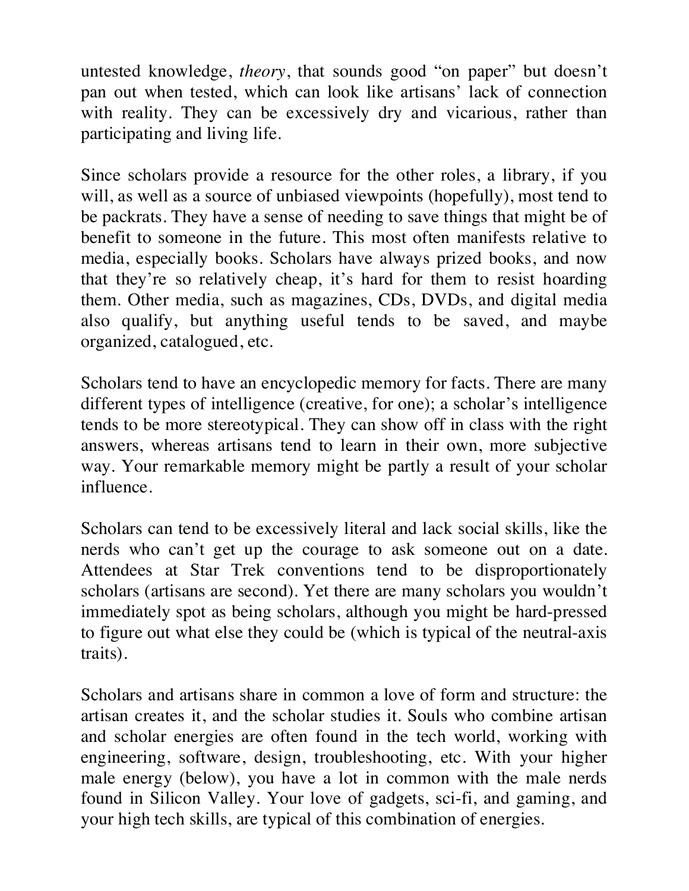untested knowledge, *theory*, that sounds good “on paper” but doesn’t pan out when tested, which can look like artisans’ lack of connection with reality. They can be excessively dry and vicarious, rather than participating and living life.

Since scholars provide a resource for the other roles, a library, if you will, as well as a source of unbiased viewpoints (hopefully), most tend to be packrats. They have a sense of needing to save things that might be of benefit to someone in the future. This most often manifests relative to media, especially books. Scholars have always prized books, and now that they’re so relatively cheap, it’s hard for them to resist hoarding them. Other media, such as magazines, CDs, DVDs, and digital media also qualify, but anything useful tends to be saved, and maybe organized, catalogued, etc.

Scholars tend to have an encyclopedic memory for facts. There are many different types of intelligence (creative, for one); a scholar’s intelligence tends to be more stereotypical. They can show off in class with the right answers, whereas artisans tend to learn in their own, more subjective way. Your remarkable memory might be partly a result of your scholar influence.

Scholars can tend to be excessively literal and lack social skills, like the nerds who can’t get up the courage to ask someone out on a date. Attendees at Star Trek conventions tend to be disproportionately scholars (artisans are second). Yet there are many scholars you wouldn’t immediately spot as being scholars, although you might be hard-pressed to figure out what else they could be (which is typical of the neutral-axis traits).

Scholars and artisans share in common a love of form and structure: the artisan creates it, and the scholar studies it. Souls who combine artisan and scholar energies are often found in the tech world, working with engineering, software, design, troubleshooting, etc. With your higher male energy (below), you have a lot in common with the male nerds found in Silicon Valley. Your love of gadgets, sci-fi, and gaming, and your high tech skills, are typical of this combination of energies.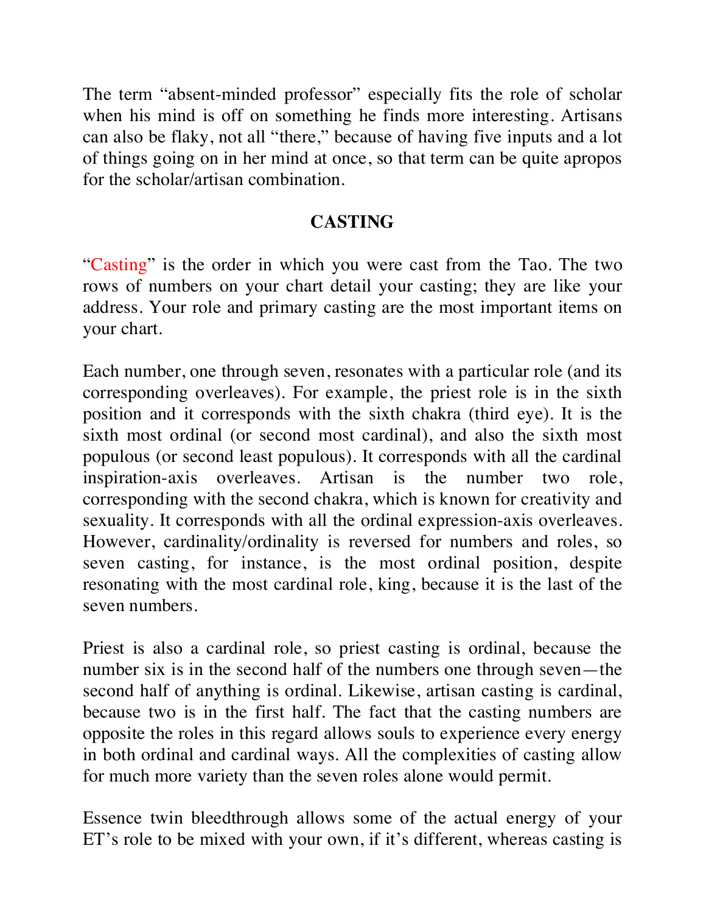The term “absent-minded professor” especially fits the role of scholar when his mind is off on something he finds more interesting. Artisans can also be flaky, not all “there,” because of having five inputs and a lot of things going on in her mind at once, so that term can be quite apropos for the scholar/artisan combination.

## CASTING

“Casting” is the order in which you were cast from the Tao. The two rows of numbers on your chart detail your casting; they are like your address. Your role and primary casting are the most important items on your chart.

Each number, one through seven, resonates with a particular role (and its corresponding overleaves). For example, the priest role is in the sixth position and it corresponds with the sixth chakra (third eye). It is the sixth most ordinal (or second most cardinal), and also the sixth most populous (or second least populous). It corresponds with all the cardinal inspiration-axis overleaves. Artisan is the number two role, corresponding with the second chakra, which is known for creativity and sexuality. It corresponds with all the ordinal expression-axis overleaves. However, cardinality/ordinality is reversed for numbers and roles, so seven casting, for instance, is the most ordinal position, despite resonating with the most cardinal role, king, because it is the last of the seven numbers.

Priest is also a cardinal role, so priest casting is ordinal, because the number six is in the second half of the numbers one through seven—the second half of anything is ordinal. Likewise, artisan casting is cardinal, because two is in the first half. The fact that the casting numbers are opposite the roles in this regard allows souls to experience every energy in both ordinal and cardinal ways. All the complexities of casting allow for much more variety than the seven roles alone would permit.

Essence twin bleedthrough allows some of the actual energy of your ET’s role to be mixed with your own, if it’s different, whereas casting is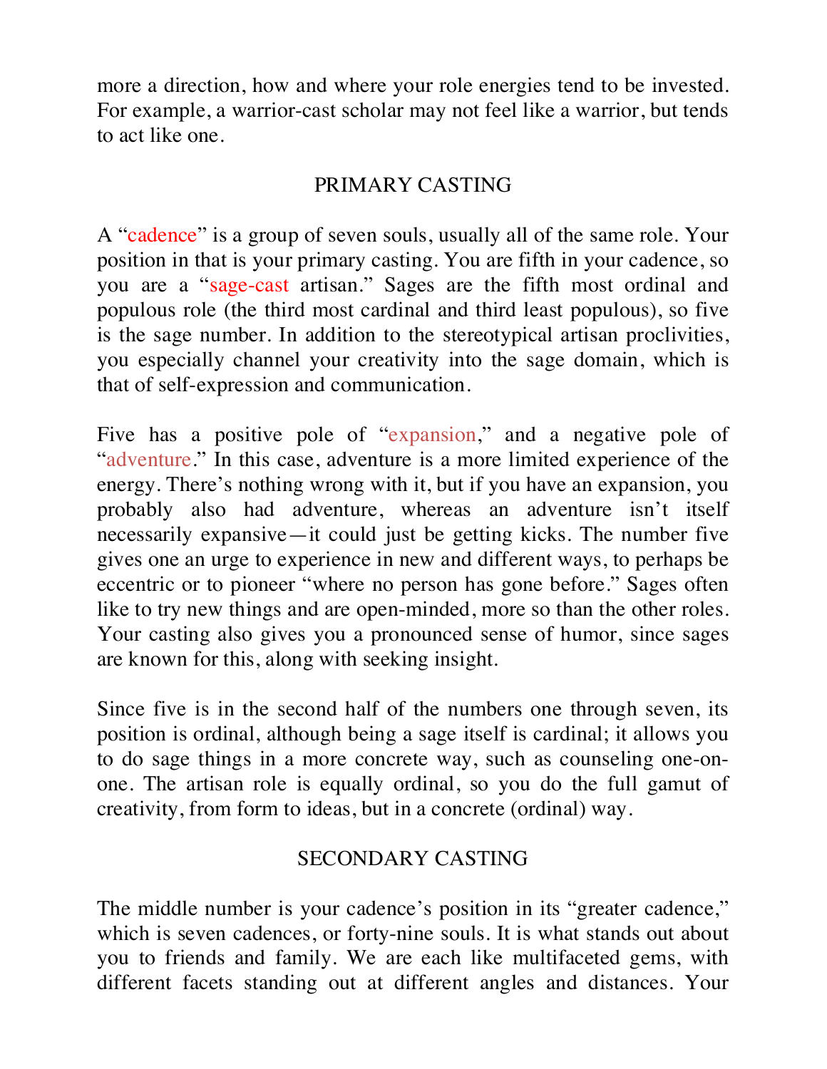more a direction, how and where your role energies tend to be invested. For example, a warrior-cast scholar may not feel like a warrior, but tends to act like one.

## PRIMARY CASTING

A "cadence" is a group of seven souls, usually all of the same role. Your position in that is your primary casting. You are fifth in your cadence, so you are a "sage-cast artisan." Sages are the fifth most ordinal and populous role (the third most cardinal and third least populous), so five is the sage number. In addition to the stereotypical artisan proclivities, you especially channel your creativity into the sage domain, which is that of self-expression and communication.

Five has a positive pole of "expansion," and a negative pole of "adventure." In this case, adventure is a more limited experience of the energy. There's nothing wrong with it, but if you have an expansion, you probably also had adventure, whereas an adventure isn't itself necessarily expansive—it could just be getting kicks. The number five gives one an urge to experience in new and different ways, to perhaps be eccentric or to pioneer "where no person has gone before." Sages often like to try new things and are open-minded, more so than the other roles. Your casting also gives you a pronounced sense of humor, since sages are known for this, along with seeking insight.

Since five is in the second half of the numbers one through seven, its position is ordinal, although being a sage itself is cardinal; it allows you to do sage things in a more concrete way, such as counseling one-on-one. The artisan role is equally ordinal, so you do the full gamut of creativity, from form to ideas, but in a concrete (ordinal) way.

## SECONDARY CASTING

The middle number is your cadence's position in its "greater cadence," which is seven cadences, or forty-nine souls. It is what stands out about you to friends and family. We are each like multifaceted gems, with different facets standing out at different angles and distances. Your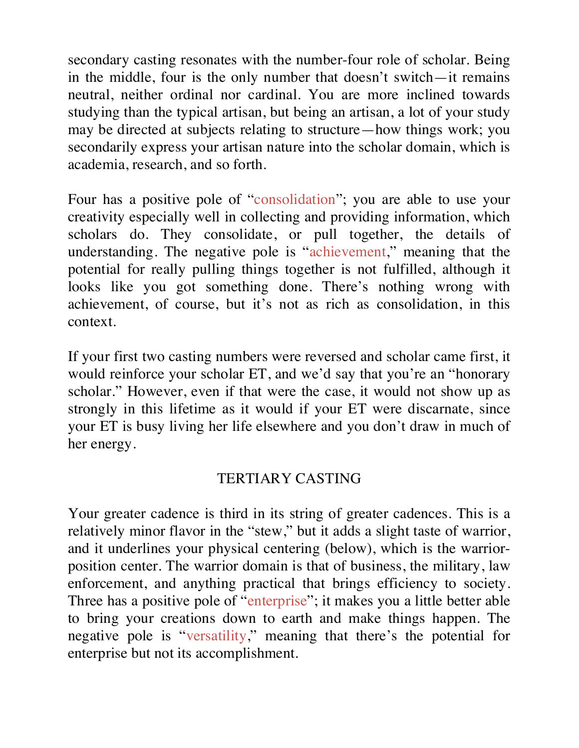secondary casting resonates with the number-four role of scholar. Being in the middle, four is the only number that doesn't switch—it remains neutral, neither ordinal nor cardinal. You are more inclined towards studying than the typical artisan, but being an artisan, a lot of your study may be directed at subjects relating to structure—how things work; you secondarily express your artisan nature into the scholar domain, which is academia, research, and so forth.

Four has a positive pole of "consolidation"; you are able to use your creativity especially well in collecting and providing information, which scholars do. They consolidate, or pull together, the details of understanding. The negative pole is "achievement," meaning that the potential for really pulling things together is not fulfilled, although it looks like you got something done. There's nothing wrong with achievement, of course, but it's not as rich as consolidation, in this context.

If your first two casting numbers were reversed and scholar came first, it would reinforce your scholar ET, and we'd say that you're an "honorary scholar." However, even if that were the case, it would not show up as strongly in this lifetime as it would if your ET were discarnate, since your ET is busy living her life elsewhere and you don't draw in much of her energy.

## TERTIARY CASTING

Your greater cadence is third in its string of greater cadences. This is a relatively minor flavor in the "stew," but it adds a slight taste of warrior, and it underlines your physical centering (below), which is the warrior-position center. The warrior domain is that of business, the military, law enforcement, and anything practical that brings efficiency to society. Three has a positive pole of "enterprise"; it makes you a little better able to bring your creations down to earth and make things happen. The negative pole is "versatility," meaning that there's the potential for enterprise but not its accomplishment.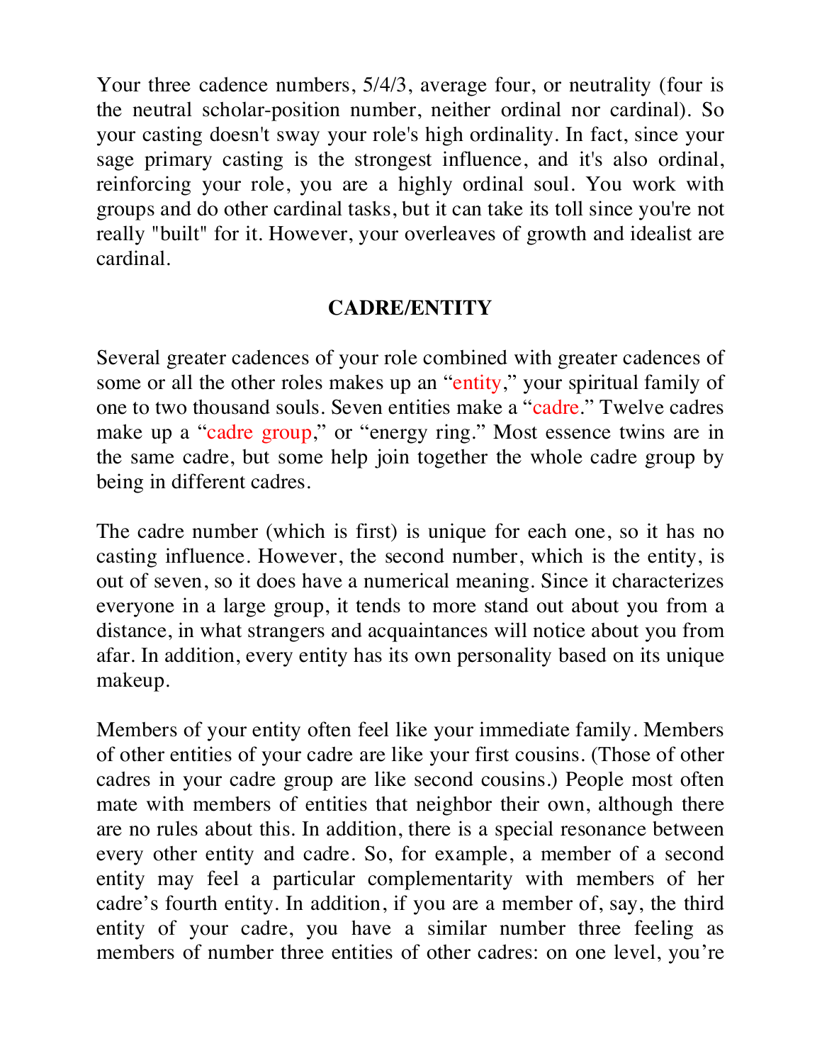Your three cadence numbers, 5/4/3, average four, or neutrality (four is the neutral scholar-position number, neither ordinal nor cardinal). So your casting doesn't sway your role's high ordinality. In fact, since your sage primary casting is the strongest influence, and it's also ordinal, reinforcing your role, you are a highly ordinal soul. You work with groups and do other cardinal tasks, but it can take its toll since you're not really "built" for it. However, your overleaves of growth and idealist are cardinal.

## CADRE/ENTITY

Several greater cadences of your role combined with greater cadences of some or all the other roles makes up an "entity," your spiritual family of one to two thousand souls. Seven entities make a "cadre." Twelve cadres make up a "cadre group," or "energy ring." Most essence twins are in the same cadre, but some help join together the whole cadre group by being in different cadres.

The cadre number (which is first) is unique for each one, so it has no casting influence. However, the second number, which is the entity, is out of seven, so it does have a numerical meaning. Since it characterizes everyone in a large group, it tends to more stand out about you from a distance, in what strangers and acquaintances will notice about you from afar. In addition, every entity has its own personality based on its unique makeup.

Members of your entity often feel like your immediate family. Members of other entities of your cadre are like your first cousins. (Those of other cadres in your cadre group are like second cousins.) People most often mate with members of entities that neighbor their own, although there are no rules about this. In addition, there is a special resonance between every other entity and cadre. So, for example, a member of a second entity may feel a particular complementarity with members of her cadre's fourth entity. In addition, if you are a member of, say, the third entity of your cadre, you have a similar number three feeling as members of number three entities of other cadres: on one level, you're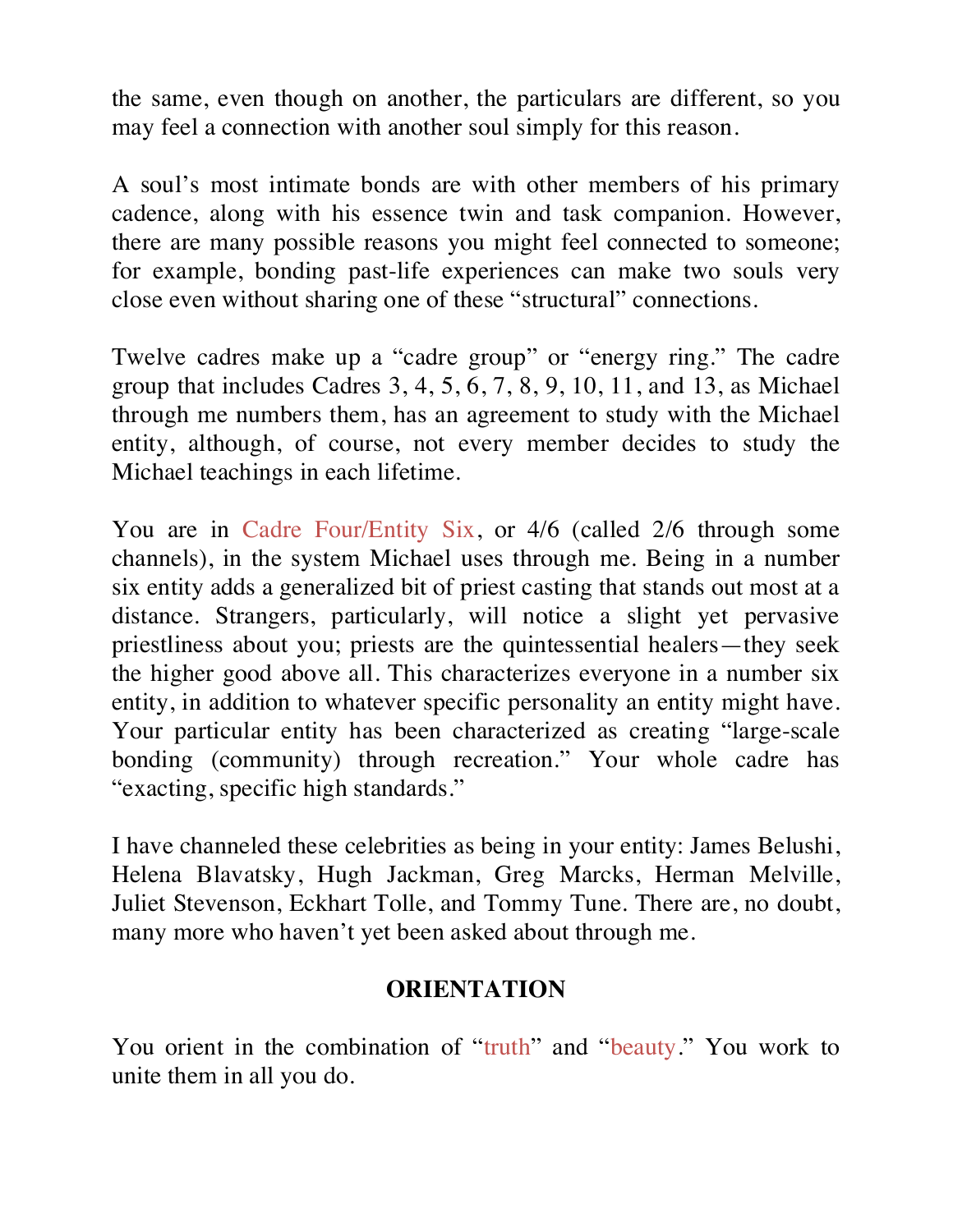the same, even though on another, the particulars are different, so you may feel a connection with another soul simply for this reason.

A soul's most intimate bonds are with other members of his primary cadence, along with his essence twin and task companion. However, there are many possible reasons you might feel connected to someone; for example, bonding past-life experiences can make two souls very close even without sharing one of these "structural" connections.

Twelve cadres make up a "cadre group" or "energy ring." The cadre group that includes Cadres 3, 4, 5, 6, 7, 8, 9, 10, 11, and 13, as Michael through me numbers them, has an agreement to study with the Michael entity, although, of course, not every member decides to study the Michael teachings in each lifetime.

You are in Cadre Four/Entity Six, or 4/6 (called 2/6 through some channels), in the system Michael uses through me. Being in a number six entity adds a generalized bit of priest casting that stands out most at a distance. Strangers, particularly, will notice a slight yet pervasive priestliness about you; priests are the quintessential healers—they seek the higher good above all. This characterizes everyone in a number six entity, in addition to whatever specific personality an entity might have. Your particular entity has been characterized as creating "large-scale bonding (community) through recreation." Your whole cadre has "exacting, specific high standards."

I have channeled these celebrities as being in your entity: James Belushi, Helena Blavatsky, Hugh Jackman, Greg Marcks, Herman Melville, Juliet Stevenson, Eckhart Tolle, and Tommy Tune. There are, no doubt, many more who haven't yet been asked about through me.

## ORIENTATION

You orient in the combination of "truth" and "beauty." You work to unite them in all you do.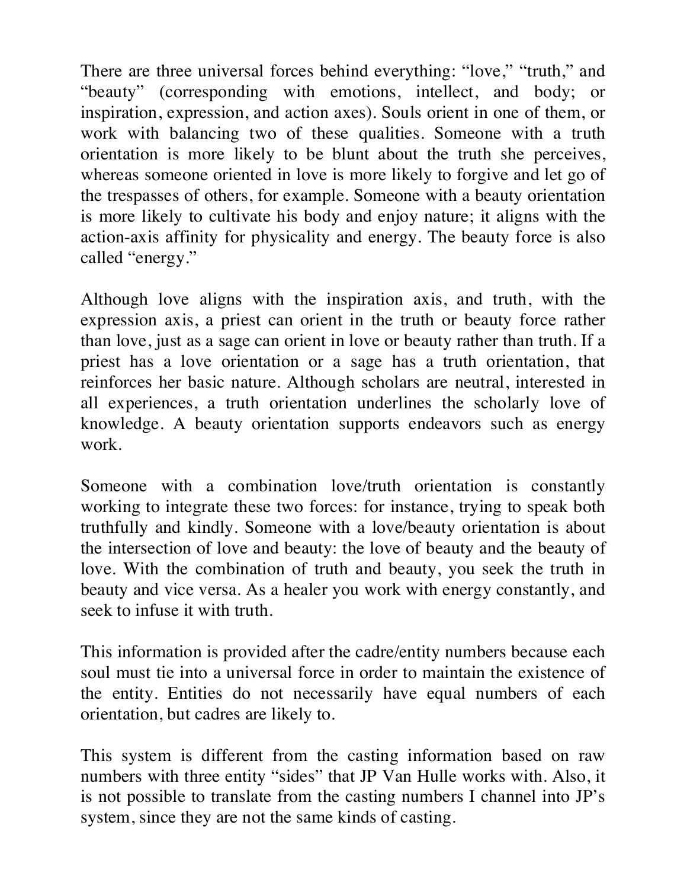There are three universal forces behind everything: "love," "truth," and "beauty" (corresponding with emotions, intellect, and body; or inspiration, expression, and action axes). Souls orient in one of them, or work with balancing two of these qualities. Someone with a truth orientation is more likely to be blunt about the truth she perceives, whereas someone oriented in love is more likely to forgive and let go of the trespasses of others, for example. Someone with a beauty orientation is more likely to cultivate his body and enjoy nature; it aligns with the action-axis affinity for physicality and energy. The beauty force is also called "energy."

Although love aligns with the inspiration axis, and truth, with the expression axis, a priest can orient in the truth or beauty force rather than love, just as a sage can orient in love or beauty rather than truth. If a priest has a love orientation or a sage has a truth orientation, that reinforces her basic nature. Although scholars are neutral, interested in all experiences, a truth orientation underlines the scholarly love of knowledge. A beauty orientation supports endeavors such as energy work.

Someone with a combination love/truth orientation is constantly working to integrate these two forces: for instance, trying to speak both truthfully and kindly. Someone with a love/beauty orientation is about the intersection of love and beauty: the love of beauty and the beauty of love. With the combination of truth and beauty, you seek the truth in beauty and vice versa. As a healer you work with energy constantly, and seek to infuse it with truth.

This information is provided after the cadre/entity numbers because each soul must tie into a universal force in order to maintain the existence of the entity. Entities do not necessarily have equal numbers of each orientation, but cadres are likely to.

This system is different from the casting information based on raw numbers with three entity "sides" that JP Van Hulle works with. Also, it is not possible to translate from the casting numbers I channel into JP's system, since they are not the same kinds of casting.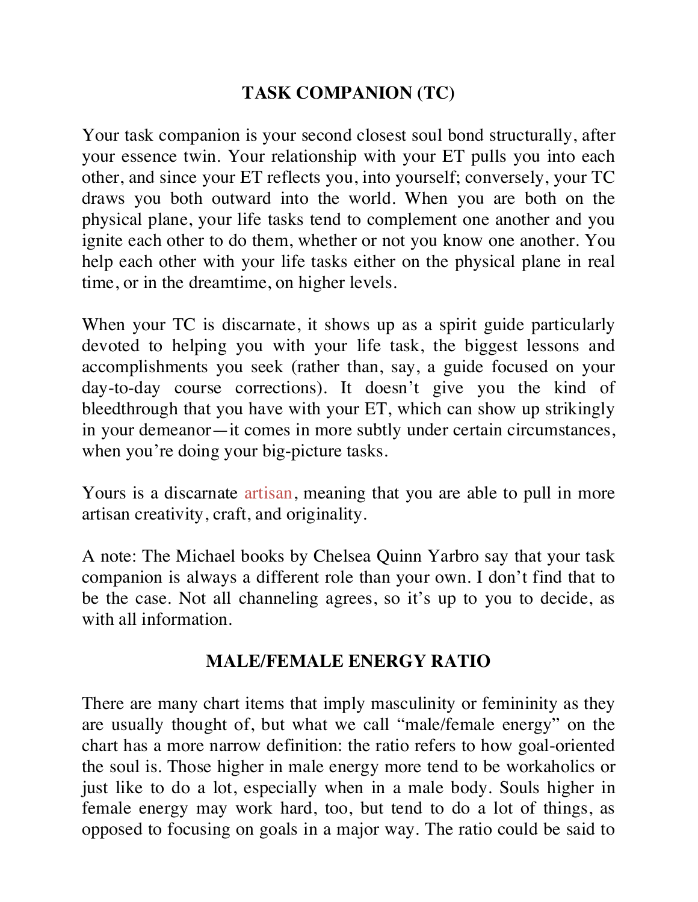## TASK COMPANION (TC)

Your task companion is your second closest soul bond structurally, after your essence twin. Your relationship with your ET pulls you into each other, and since your ET reflects you, into yourself; conversely, your TC draws you both outward into the world. When you are both on the physical plane, your life tasks tend to complement one another and you ignite each other to do them, whether or not you know one another. You help each other with your life tasks either on the physical plane in real time, or in the dreamtime, on higher levels.

When your TC is discarnate, it shows up as a spirit guide particularly devoted to helping you with your life task, the biggest lessons and accomplishments you seek (rather than, say, a guide focused on your day-to-day course corrections). It doesn't give you the kind of bleedthrough that you have with your ET, which can show up strikingly in your demeanor—it comes in more subtly under certain circumstances, when you're doing your big-picture tasks.

Yours is a discarnate artisan, meaning that you are able to pull in more artisan creativity, craft, and originality.

A note: The Michael books by Chelsea Quinn Yarbro say that your task companion is always a different role than your own. I don't find that to be the case. Not all channeling agrees, so it's up to you to decide, as with all information.

## MALE/FEMALE ENERGY RATIO

There are many chart items that imply masculinity or femininity as they are usually thought of, but what we call "male/female energy" on the chart has a more narrow definition: the ratio refers to how goal-oriented the soul is. Those higher in male energy more tend to be workaholics or just like to do a lot, especially when in a male body. Souls higher in female energy may work hard, too, but tend to do a lot of things, as opposed to focusing on goals in a major way. The ratio could be said to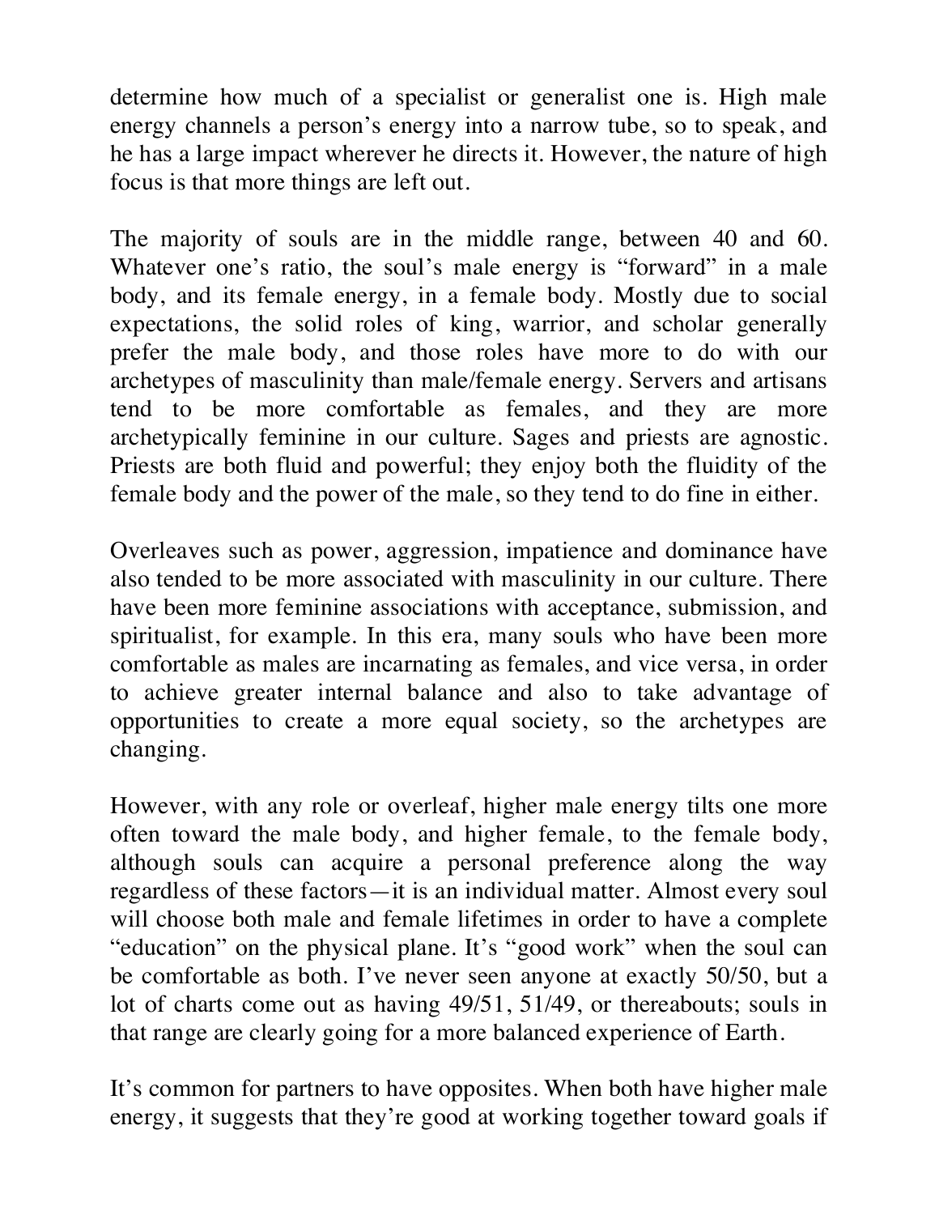determine how much of a specialist or generalist one is. High male energy channels a person's energy into a narrow tube, so to speak, and he has a large impact wherever he directs it. However, the nature of high focus is that more things are left out.

The majority of souls are in the middle range, between 40 and 60. Whatever one's ratio, the soul's male energy is "forward" in a male body, and its female energy, in a female body. Mostly due to social expectations, the solid roles of king, warrior, and scholar generally prefer the male body, and those roles have more to do with our archetypes of masculinity than male/female energy. Servers and artisans tend to be more comfortable as females, and they are more archetypically feminine in our culture. Sages and priests are agnostic. Priests are both fluid and powerful; they enjoy both the fluidity of the female body and the power of the male, so they tend to do fine in either.

Overleaves such as power, aggression, impatience and dominance have also tended to be more associated with masculinity in our culture. There have been more feminine associations with acceptance, submission, and spiritualist, for example. In this era, many souls who have been more comfortable as males are incarnating as females, and vice versa, in order to achieve greater internal balance and also to take advantage of opportunities to create a more equal society, so the archetypes are changing.

However, with any role or overleaf, higher male energy tilts one more often toward the male body, and higher female, to the female body, although souls can acquire a personal preference along the way regardless of these factors—it is an individual matter. Almost every soul will choose both male and female lifetimes in order to have a complete "education" on the physical plane. It's "good work" when the soul can be comfortable as both. I've never seen anyone at exactly 50/50, but a lot of charts come out as having 49/51, 51/49, or thereabouts; souls in that range are clearly going for a more balanced experience of Earth.

It's common for partners to have opposites. When both have higher male energy, it suggests that they're good at working together toward goals if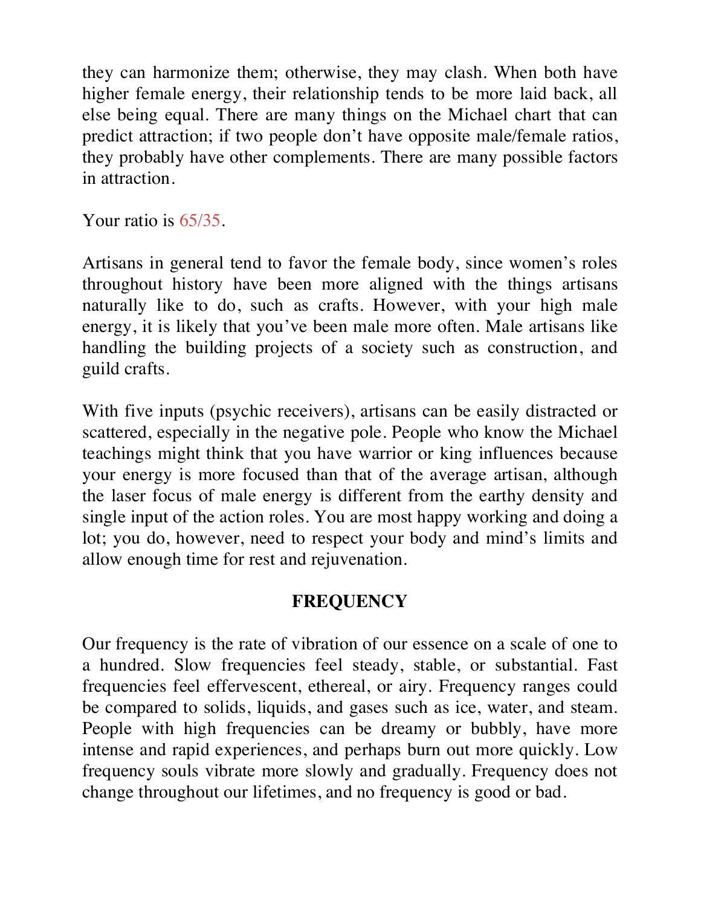they can harmonize them; otherwise, they may clash. When both have higher female energy, their relationship tends to be more laid back, all else being equal. There are many things on the Michael chart that can predict attraction; if two people don't have opposite male/female ratios, they probably have other complements. There are many possible factors in attraction.

Your ratio is 65/35.

Artisans in general tend to favor the female body, since women's roles throughout history have been more aligned with the things artisans naturally like to do, such as crafts. However, with your high male energy, it is likely that you've been male more often. Male artisans like handling the building projects of a society such as construction, and guild crafts.

With five inputs (psychic receivers), artisans can be easily distracted or scattered, especially in the negative pole. People who know the Michael teachings might think that you have warrior or king influences because your energy is more focused than that of the average artisan, although the laser focus of male energy is different from the earthy density and single input of the action roles. You are most happy working and doing a lot; you do, however, need to respect your body and mind's limits and allow enough time for rest and rejuvenation.

## FREQUENCY

Our frequency is the rate of vibration of our essence on a scale of one to a hundred. Slow frequencies feel steady, stable, or substantial. Fast frequencies feel effervescent, ethereal, or airy. Frequency ranges could be compared to solids, liquids, and gases such as ice, water, and steam. People with high frequencies can be dreamy or bubbly, have more intense and rapid experiences, and perhaps burn out more quickly. Low frequency souls vibrate more slowly and gradually. Frequency does not change throughout our lifetimes, and no frequency is good or bad.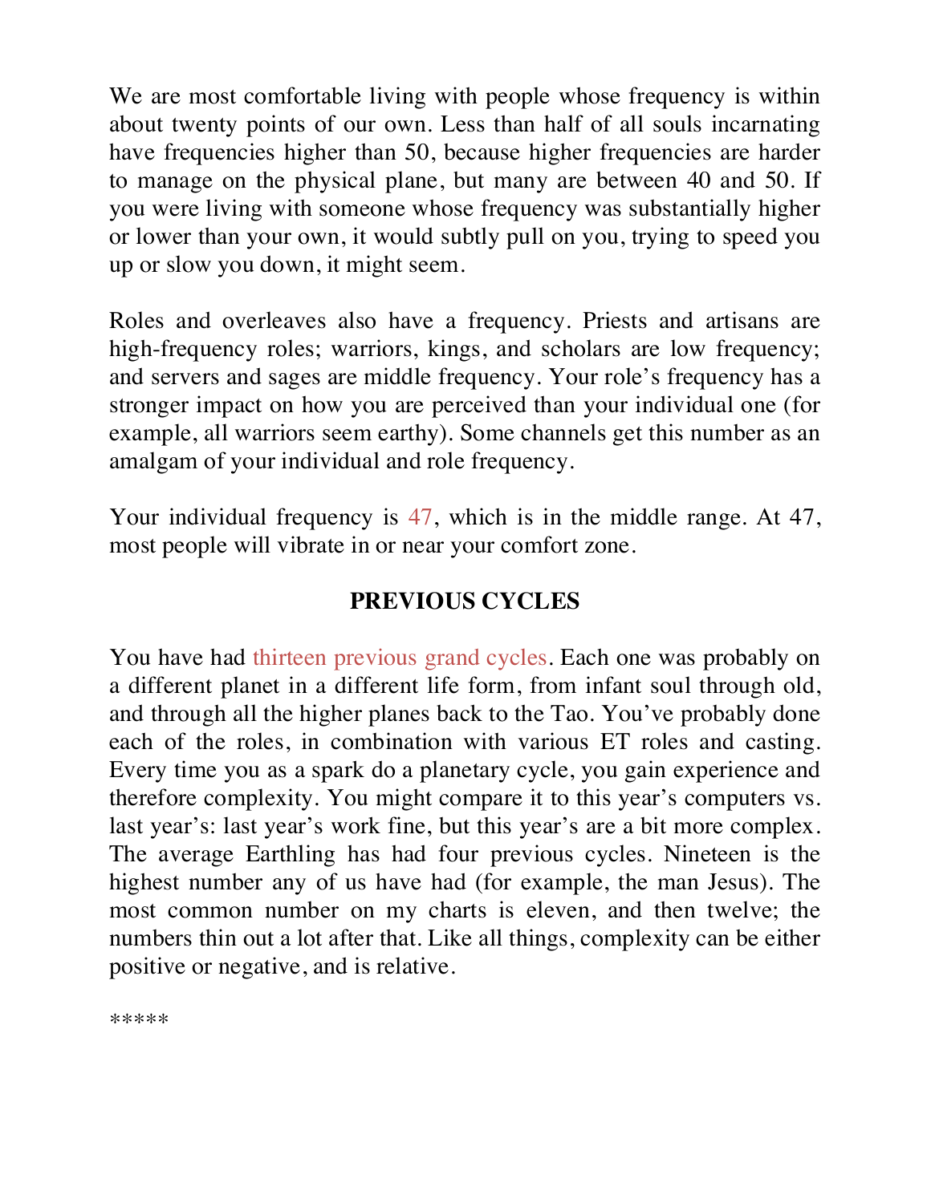We are most comfortable living with people whose frequency is within about twenty points of our own. Less than half of all souls incarnating have frequencies higher than 50, because higher frequencies are harder to manage on the physical plane, but many are between 40 and 50. If you were living with someone whose frequency was substantially higher or lower than your own, it would subtly pull on you, trying to speed you up or slow you down, it might seem.

Roles and overleaves also have a frequency. Priests and artisans are high-frequency roles; warriors, kings, and scholars are low frequency; and servers and sages are middle frequency. Your role's frequency has a stronger impact on how you are perceived than your individual one (for example, all warriors seem earthy). Some channels get this number as an amalgam of your individual and role frequency.

Your individual frequency is 47, which is in the middle range. At 47, most people will vibrate in or near your comfort zone.

## PREVIOUS CYCLES

You have had thirteen previous grand cycles. Each one was probably on a different planet in a different life form, from infant soul through old, and through all the higher planes back to the Tao. You've probably done each of the roles, in combination with various ET roles and casting. Every time you as a spark do a planetary cycle, you gain experience and therefore complexity. You might compare it to this year's computers vs. last year's: last year's work fine, but this year's are a bit more complex. The average Earthling has had four previous cycles. Nineteen is the highest number any of us have had (for example, the man Jesus). The most common number on my charts is eleven, and then twelve; the numbers thin out a lot after that. Like all things, complexity can be either positive or negative, and is relative.

*****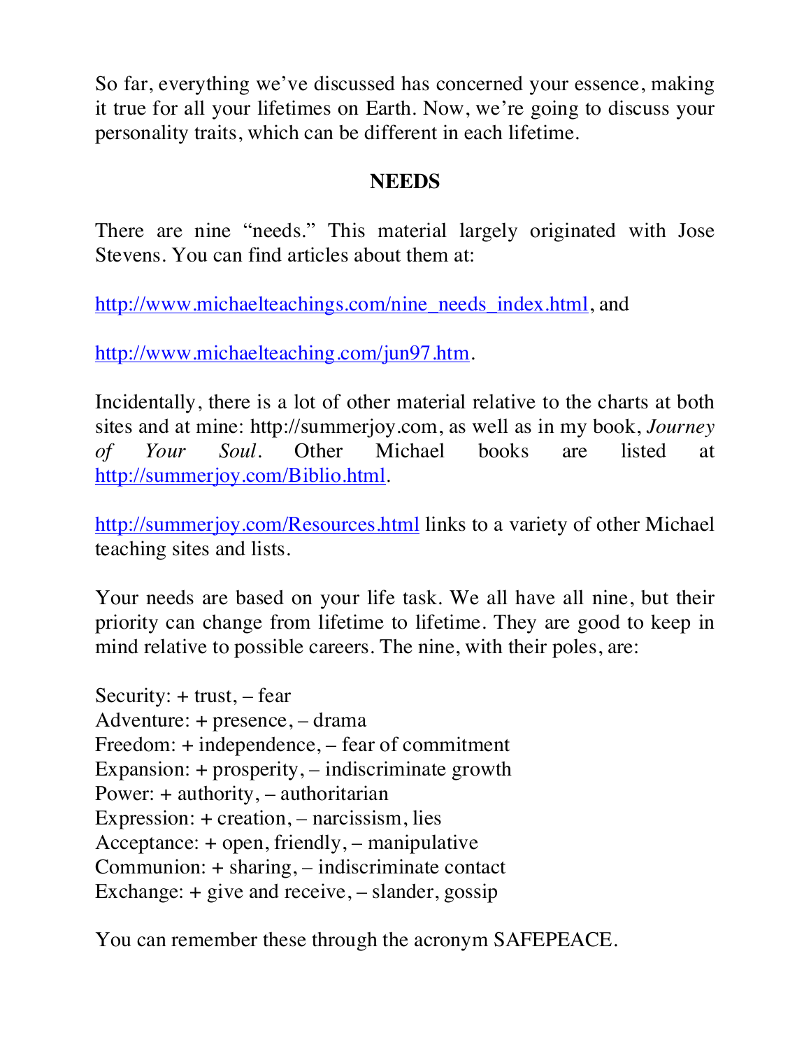So far, everything we've discussed has concerned your essence, making it true for all your lifetimes on Earth. Now, we're going to discuss your personality traits, which can be different in each lifetime.

## NEEDS

There are nine "needs." This material largely originated with Jose Stevens. You can find articles about them at:

http://www.michaelteachings.com/nine_needs_index.html, and

http://www.michaelteaching.com/jun97.htm.

Incidentally, there is a lot of other material relative to the charts at both sites and at mine: http://summerjoy.com, as well as in my book, *Journey of Your Soul*. Other Michael books are listed at http://summerjoy.com/Biblio.html.

http://summerjoy.com/Resources.html links to a variety of other Michael teaching sites and lists.

Your needs are based on your life task. We all have all nine, but their priority can change from lifetime to lifetime. They are good to keep in mind relative to possible careers. The nine, with their poles, are:

Security: + trust, – fear
Adventure: + presence, – drama
Freedom: + independence, – fear of commitment
Expansion: + prosperity, – indiscriminate growth
Power: + authority, – authoritarian
Expression: + creation, – narcissism, lies
Acceptance: + open, friendly, – manipulative
Communion: + sharing, – indiscriminate contact
Exchange: + give and receive, – slander, gossip

You can remember these through the acronym SAFEPEACE.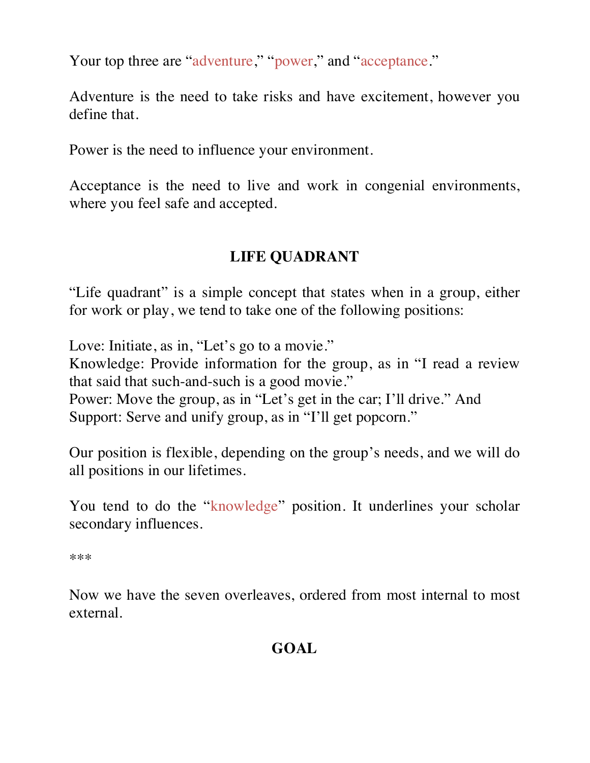Your top three are "adventure," "power," and "acceptance."

Adventure is the need to take risks and have excitement, however you define that.

Power is the need to influence your environment.

Acceptance is the need to live and work in congenial environments, where you feel safe and accepted.

## LIFE QUADRANT

"Life quadrant" is a simple concept that states when in a group, either for work or play, we tend to take one of the following positions:

Love: Initiate, as in, "Let's go to a movie."
Knowledge: Provide information for the group, as in "I read a review that said that such-and-such is a good movie."
Power: Move the group, as in "Let's get in the car; I'll drive." And
Support: Serve and unify group, as in "I'll get popcorn."

Our position is flexible, depending on the group's needs, and we will do all positions in our lifetimes.

You tend to do the "knowledge" position. It underlines your scholar secondary influences.

***

Now we have the seven overleaves, ordered from most internal to most external.

## GOAL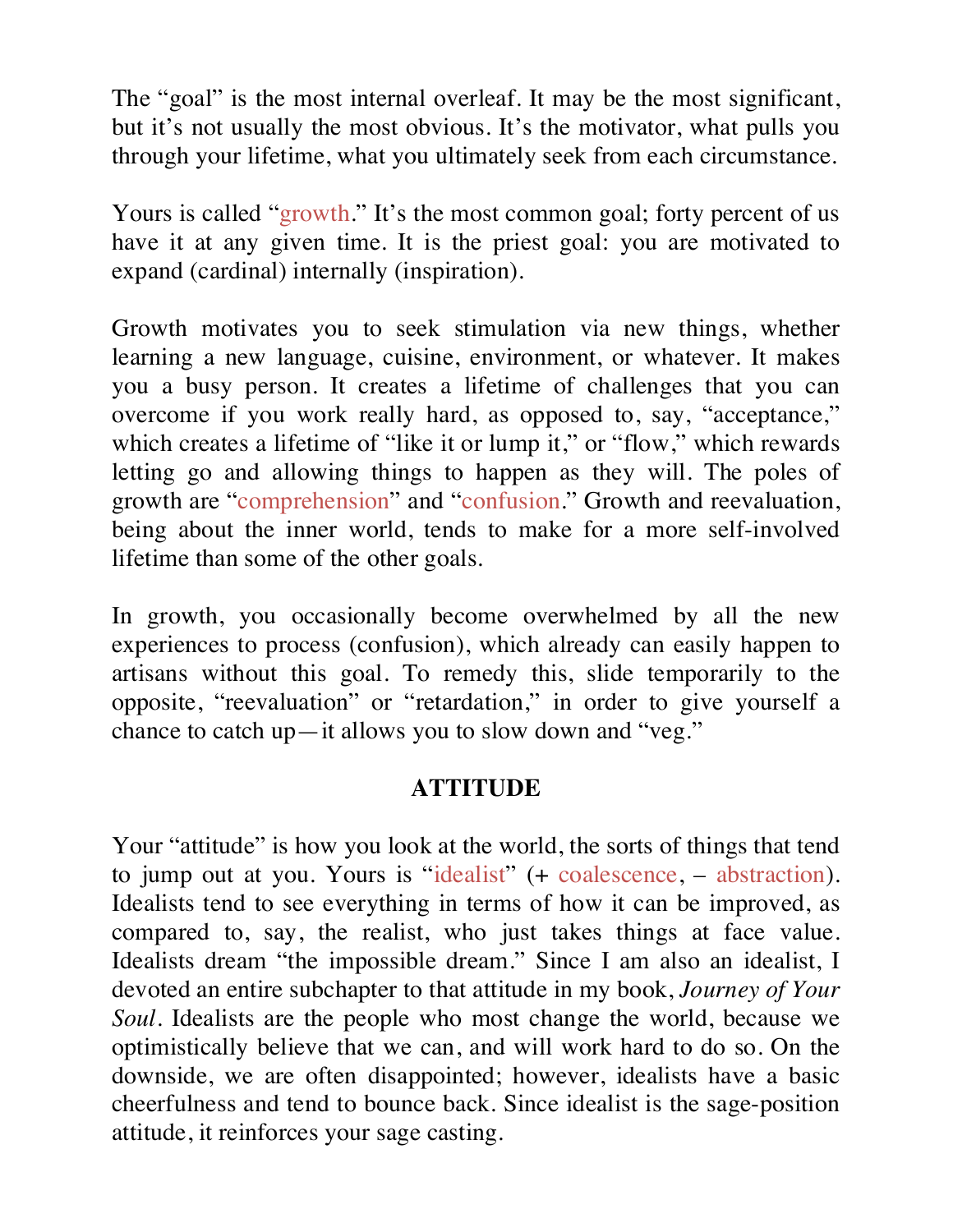The "goal" is the most internal overleaf. It may be the most significant, but it's not usually the most obvious. It's the motivator, what pulls you through your lifetime, what you ultimately seek from each circumstance.

Yours is called "growth." It's the most common goal; forty percent of us have it at any given time. It is the priest goal: you are motivated to expand (cardinal) internally (inspiration).

Growth motivates you to seek stimulation via new things, whether learning a new language, cuisine, environment, or whatever. It makes you a busy person. It creates a lifetime of challenges that you can overcome if you work really hard, as opposed to, say, "acceptance," which creates a lifetime of "like it or lump it," or "flow," which rewards letting go and allowing things to happen as they will. The poles of growth are "comprehension" and "confusion." Growth and reevaluation, being about the inner world, tends to make for a more self-involved lifetime than some of the other goals.

In growth, you occasionally become overwhelmed by all the new experiences to process (confusion), which already can easily happen to artisans without this goal. To remedy this, slide temporarily to the opposite, "reevaluation" or "retardation," in order to give yourself a chance to catch up—it allows you to slow down and "veg."

## ATTITUDE

Your "attitude" is how you look at the world, the sorts of things that tend to jump out at you. Yours is "idealist" (+ coalescence, – abstraction). Idealists tend to see everything in terms of how it can be improved, as compared to, say, the realist, who just takes things at face value. Idealists dream "the impossible dream." Since I am also an idealist, I devoted an entire subchapter to that attitude in my book, *Journey of Your Soul*. Idealists are the people who most change the world, because we optimistically believe that we can, and will work hard to do so. On the downside, we are often disappointed; however, idealists have a basic cheerfulness and tend to bounce back. Since idealist is the sage-position attitude, it reinforces your sage casting.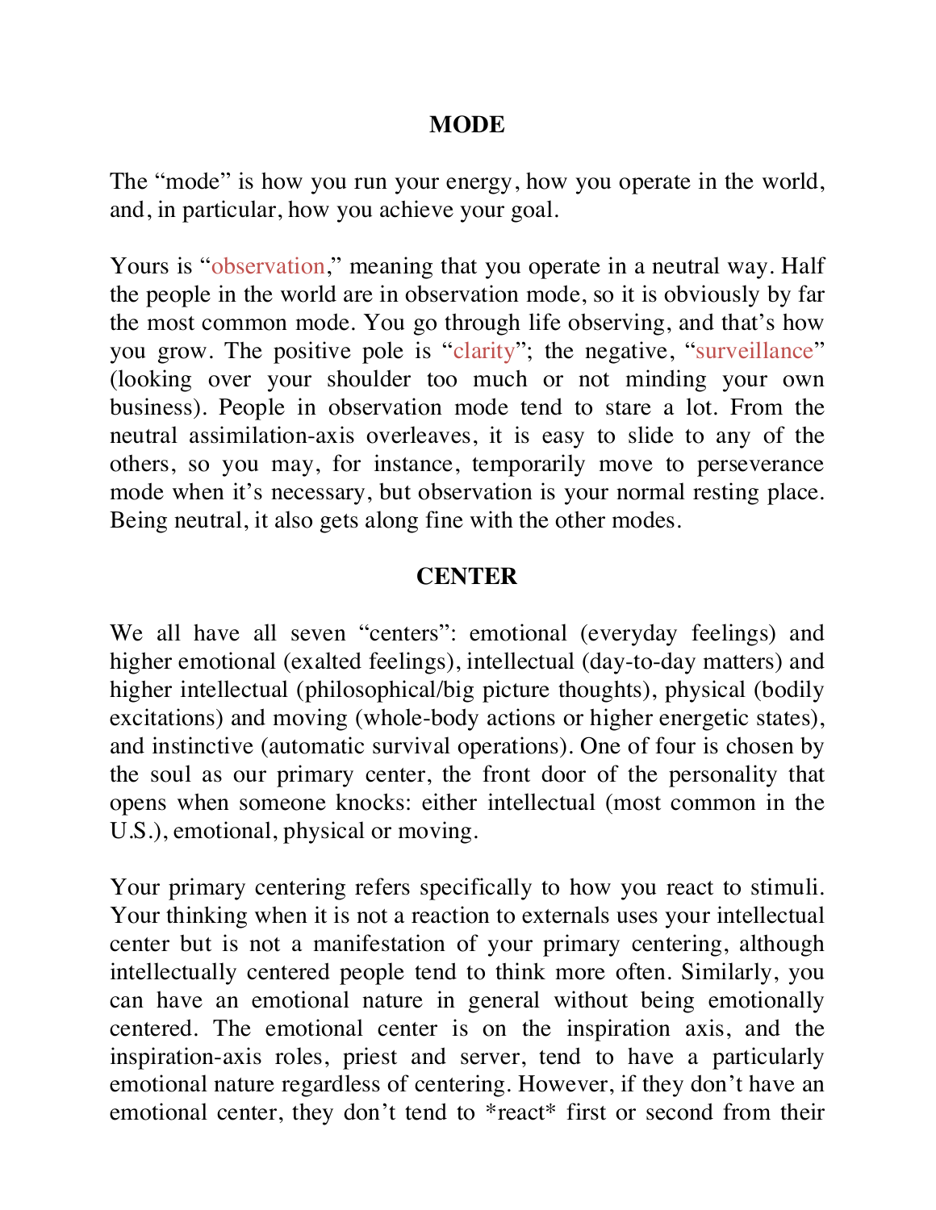## MODE

The "mode" is how you run your energy, how you operate in the world, and, in particular, how you achieve your goal.

Yours is "observation," meaning that you operate in a neutral way. Half the people in the world are in observation mode, so it is obviously by far the most common mode. You go through life observing, and that's how you grow. The positive pole is "clarity"; the negative, "surveillance" (looking over your shoulder too much or not minding your own business). People in observation mode tend to stare a lot. From the neutral assimilation-axis overleaves, it is easy to slide to any of the others, so you may, for instance, temporarily move to perseverance mode when it's necessary, but observation is your normal resting place. Being neutral, it also gets along fine with the other modes.

## CENTER

We all have all seven "centers": emotional (everyday feelings) and higher emotional (exalted feelings), intellectual (day-to-day matters) and higher intellectual (philosophical/big picture thoughts), physical (bodily excitations) and moving (whole-body actions or higher energetic states), and instinctive (automatic survival operations). One of four is chosen by the soul as our primary center, the front door of the personality that opens when someone knocks: either intellectual (most common in the U.S.), emotional, physical or moving.

Your primary centering refers specifically to how you react to stimuli. Your thinking when it is not a reaction to externals uses your intellectual center but is not a manifestation of your primary centering, although intellectually centered people tend to think more often. Similarly, you can have an emotional nature in general without being emotionally centered. The emotional center is on the inspiration axis, and the inspiration-axis roles, priest and server, tend to have a particularly emotional nature regardless of centering. However, if they don't have an emotional center, they don't tend to *react* first or second from their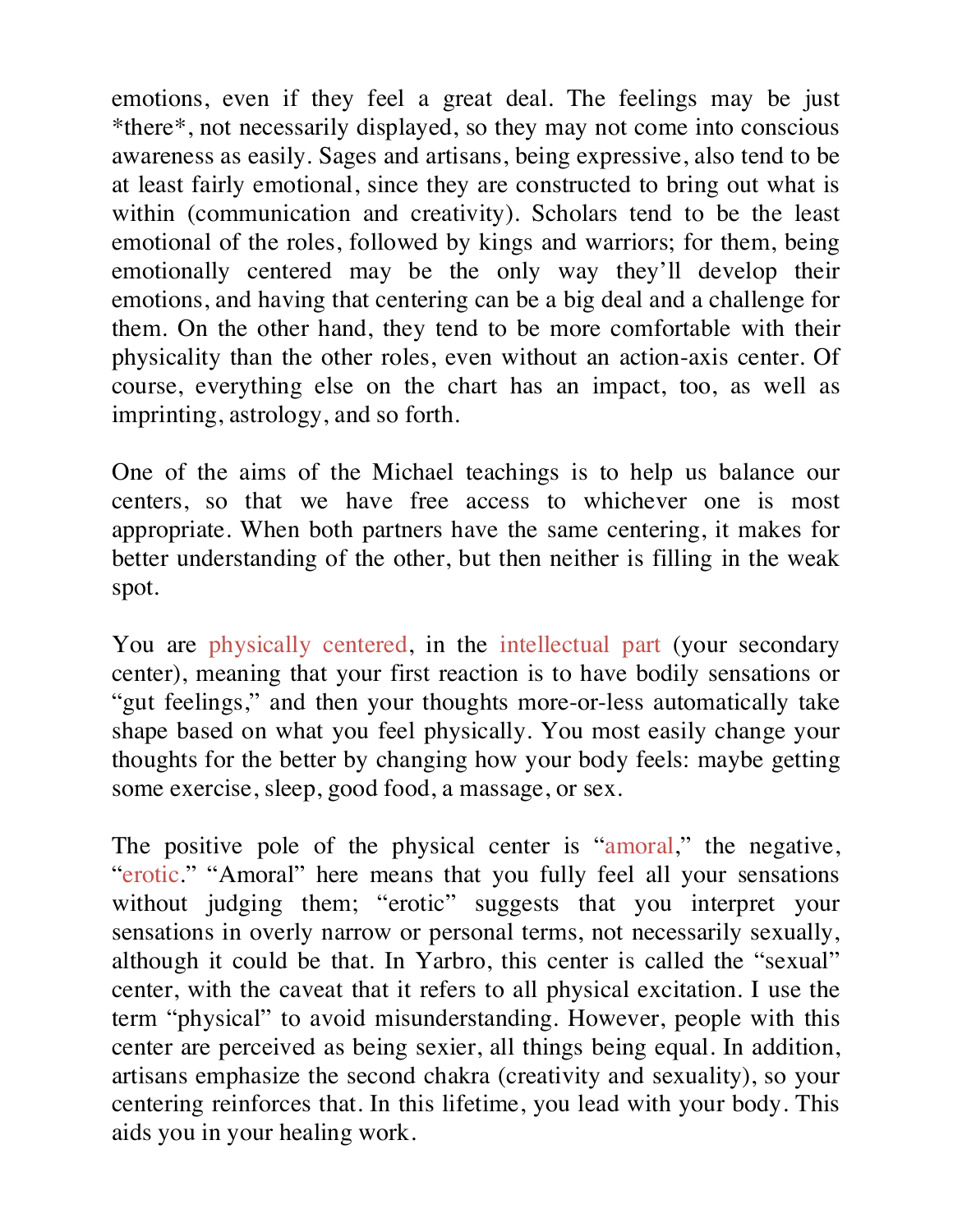emotions, even if they feel a great deal. The feelings may be just *there*, not necessarily displayed, so they may not come into conscious awareness as easily. Sages and artisans, being expressive, also tend to be at least fairly emotional, since they are constructed to bring out what is within (communication and creativity). Scholars tend to be the least emotional of the roles, followed by kings and warriors; for them, being emotionally centered may be the only way they'll develop their emotions, and having that centering can be a big deal and a challenge for them. On the other hand, they tend to be more comfortable with their physicality than the other roles, even without an action-axis center. Of course, everything else on the chart has an impact, too, as well as imprinting, astrology, and so forth.

One of the aims of the Michael teachings is to help us balance our centers, so that we have free access to whichever one is most appropriate. When both partners have the same centering, it makes for better understanding of the other, but then neither is filling in the weak spot.

You are physically centered, in the intellectual part (your secondary center), meaning that your first reaction is to have bodily sensations or "gut feelings," and then your thoughts more-or-less automatically take shape based on what you feel physically. You most easily change your thoughts for the better by changing how your body feels: maybe getting some exercise, sleep, good food, a massage, or sex.

The positive pole of the physical center is "amoral," the negative, "erotic." "Amoral" here means that you fully feel all your sensations without judging them; "erotic" suggests that you interpret your sensations in overly narrow or personal terms, not necessarily sexually, although it could be that. In Yarbro, this center is called the "sexual" center, with the caveat that it refers to all physical excitation. I use the term "physical" to avoid misunderstanding. However, people with this center are perceived as being sexier, all things being equal. In addition, artisans emphasize the second chakra (creativity and sexuality), so your centering reinforces that. In this lifetime, you lead with your body. This aids you in your healing work.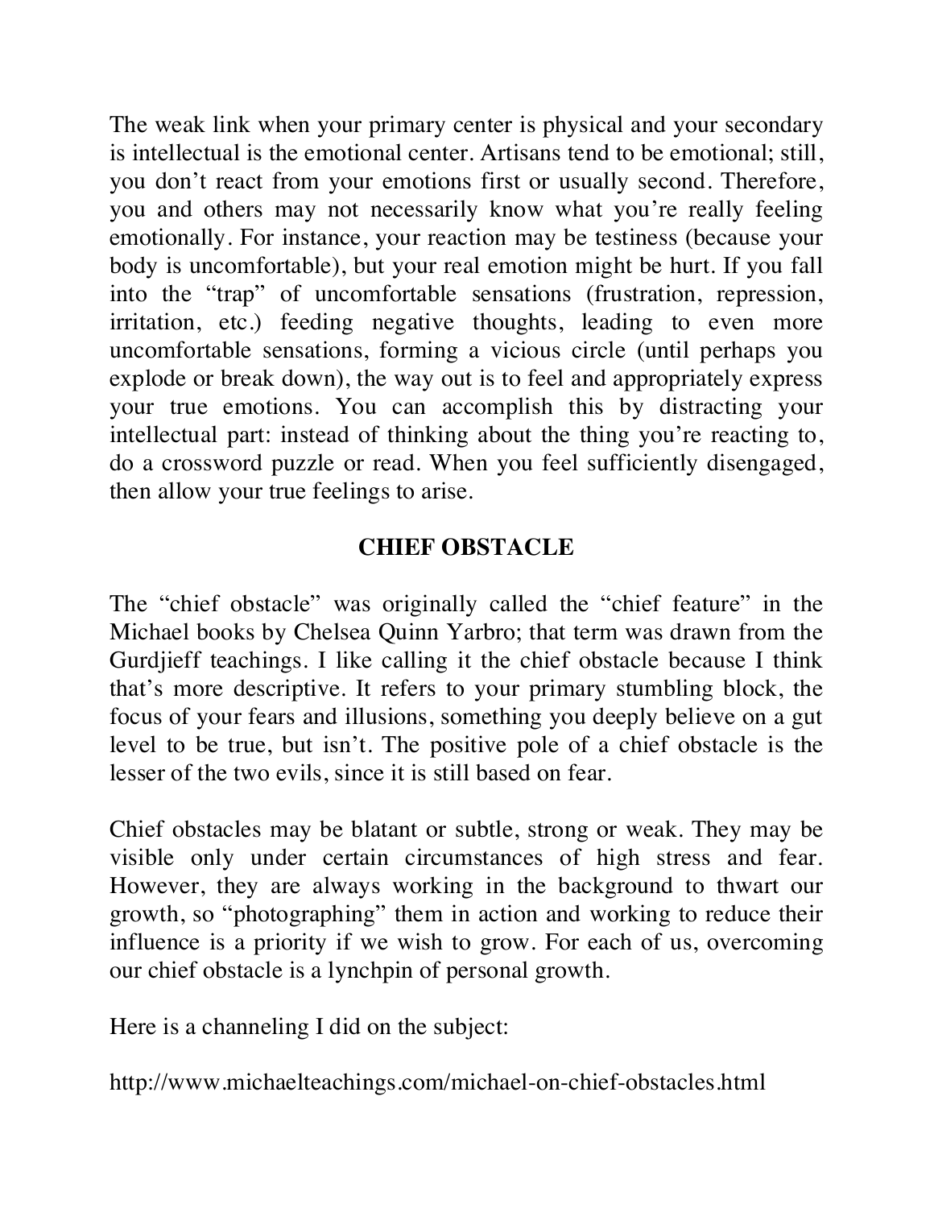The weak link when your primary center is physical and your secondary is intellectual is the emotional center. Artisans tend to be emotional; still, you don't react from your emotions first or usually second. Therefore, you and others may not necessarily know what you're really feeling emotionally. For instance, your reaction may be testiness (because your body is uncomfortable), but your real emotion might be hurt. If you fall into the "trap" of uncomfortable sensations (frustration, repression, irritation, etc.) feeding negative thoughts, leading to even more uncomfortable sensations, forming a vicious circle (until perhaps you explode or break down), the way out is to feel and appropriately express your true emotions. You can accomplish this by distracting your intellectual part: instead of thinking about the thing you're reacting to, do a crossword puzzle or read. When you feel sufficiently disengaged, then allow your true feelings to arise.

## CHIEF OBSTACLE

The "chief obstacle" was originally called the "chief feature" in the Michael books by Chelsea Quinn Yarbro; that term was drawn from the Gurdjieff teachings. I like calling it the chief obstacle because I think that's more descriptive. It refers to your primary stumbling block, the focus of your fears and illusions, something you deeply believe on a gut level to be true, but isn't. The positive pole of a chief obstacle is the lesser of the two evils, since it is still based on fear.

Chief obstacles may be blatant or subtle, strong or weak. They may be visible only under certain circumstances of high stress and fear. However, they are always working in the background to thwart our growth, so "photographing" them in action and working to reduce their influence is a priority if we wish to grow. For each of us, overcoming our chief obstacle is a lynchpin of personal growth.

Here is a channeling I did on the subject:

http://www.michaelteachings.com/michael-on-chief-obstacles.html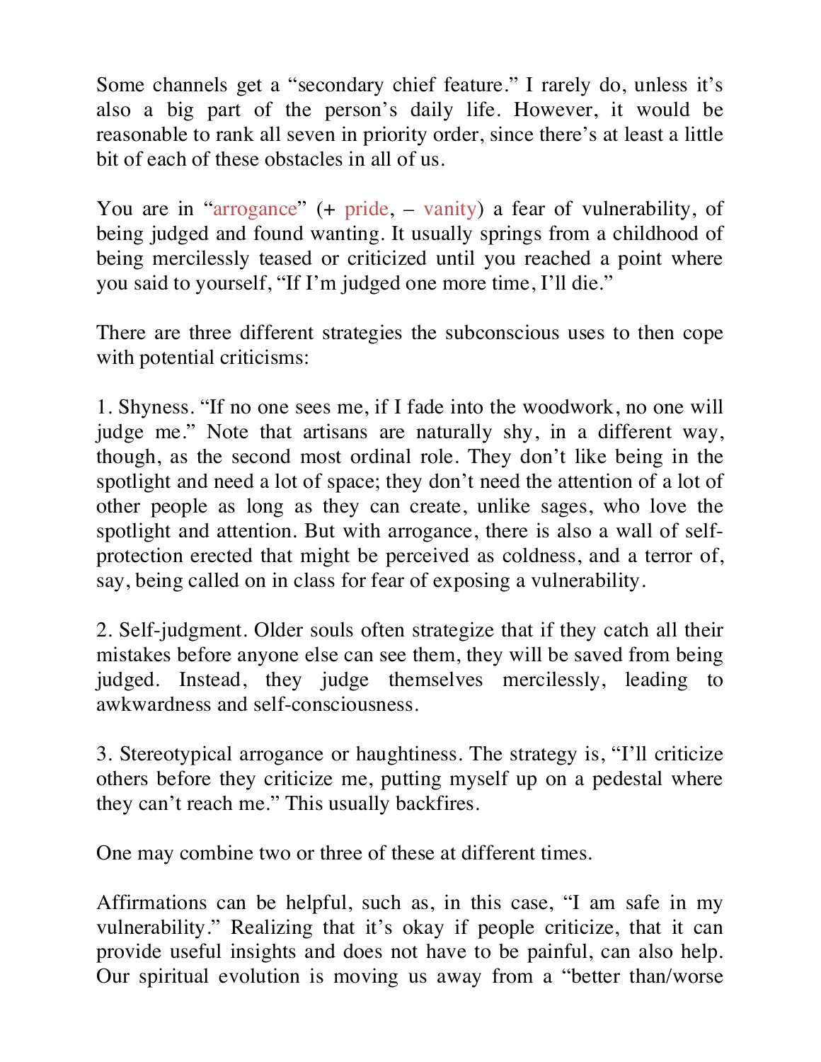Some channels get a "secondary chief feature." I rarely do, unless it's also a big part of the person's daily life. However, it would be reasonable to rank all seven in priority order, since there's at least a little bit of each of these obstacles in all of us.

You are in "arrogance" (+ pride, – vanity) a fear of vulnerability, of being judged and found wanting. It usually springs from a childhood of being mercilessly teased or criticized until you reached a point where you said to yourself, "If I'm judged one more time, I'll die."

There are three different strategies the subconscious uses to then cope with potential criticisms:

1. Shyness. "If no one sees me, if I fade into the woodwork, no one will judge me." Note that artisans are naturally shy, in a different way, though, as the second most ordinal role. They don't like being in the spotlight and need a lot of space; they don't need the attention of a lot of other people as long as they can create, unlike sages, who love the spotlight and attention. But with arrogance, there is also a wall of self-protection erected that might be perceived as coldness, and a terror of, say, being called on in class for fear of exposing a vulnerability.

2. Self-judgment. Older souls often strategize that if they catch all their mistakes before anyone else can see them, they will be saved from being judged. Instead, they judge themselves mercilessly, leading to awkwardness and self-consciousness.

3. Stereotypical arrogance or haughtiness. The strategy is, "I'll criticize others before they criticize me, putting myself up on a pedestal where they can't reach me." This usually backfires.

One may combine two or three of these at different times.

Affirmations can be helpful, such as, in this case, "I am safe in my vulnerability." Realizing that it's okay if people criticize, that it can provide useful insights and does not have to be painful, can also help. Our spiritual evolution is moving us away from a "better than/worse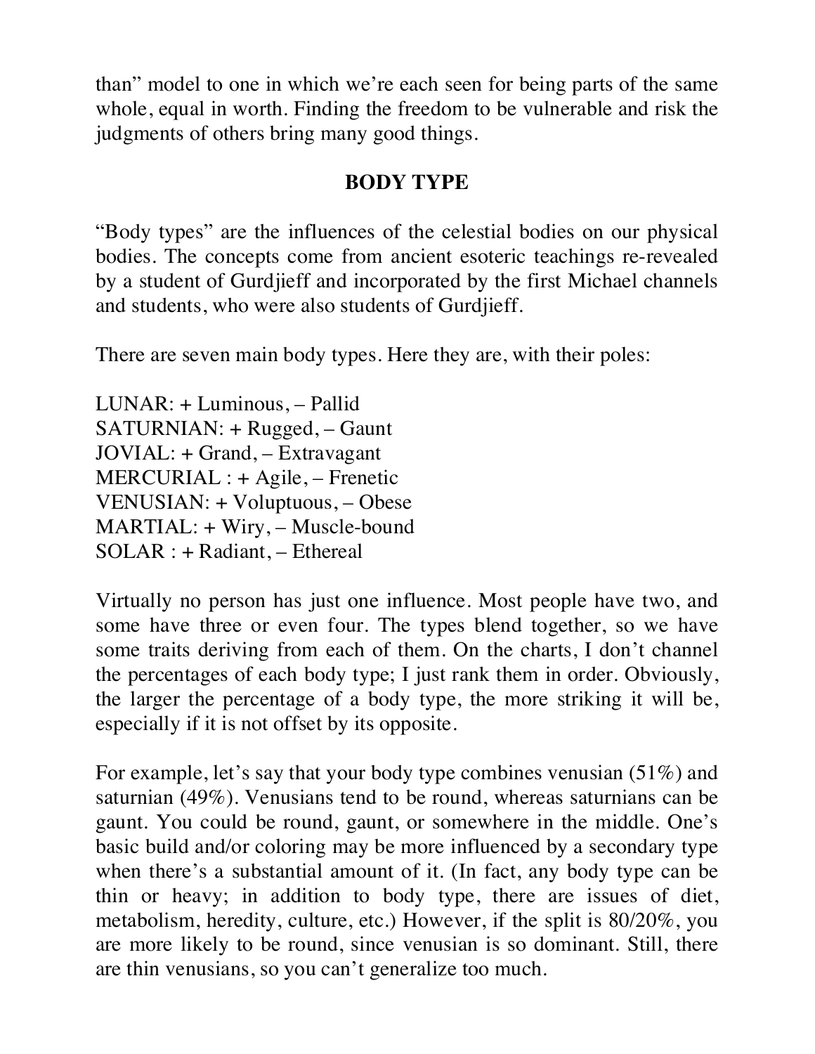than" model to one in which we're each seen for being parts of the same whole, equal in worth. Finding the freedom to be vulnerable and risk the judgments of others bring many good things.

## BODY TYPE

"Body types" are the influences of the celestial bodies on our physical bodies. The concepts come from ancient esoteric teachings re-revealed by a student of Gurdjieff and incorporated by the first Michael channels and students, who were also students of Gurdjieff.

There are seven main body types. Here they are, with their poles:

LUNAR: + Luminous, – Pallid
SATURNIAN: + Rugged, – Gaunt
JOVIAL: + Grand, – Extravagant
MERCURIAL : + Agile, – Frenetic
VENUSIAN: + Voluptuous, – Obese
MARTIAL: + Wiry, – Muscle-bound
SOLAR : + Radiant, – Ethereal

Virtually no person has just one influence. Most people have two, and some have three or even four. The types blend together, so we have some traits deriving from each of them. On the charts, I don't channel the percentages of each body type; I just rank them in order. Obviously, the larger the percentage of a body type, the more striking it will be, especially if it is not offset by its opposite.

For example, let's say that your body type combines venusian (51%) and saturnian (49%). Venusians tend to be round, whereas saturnians can be gaunt. You could be round, gaunt, or somewhere in the middle. One's basic build and/or coloring may be more influenced by a secondary type when there's a substantial amount of it. (In fact, any body type can be thin or heavy; in addition to body type, there are issues of diet, metabolism, heredity, culture, etc.) However, if the split is 80/20%, you are more likely to be round, since venusian is so dominant. Still, there are thin venusians, so you can't generalize too much.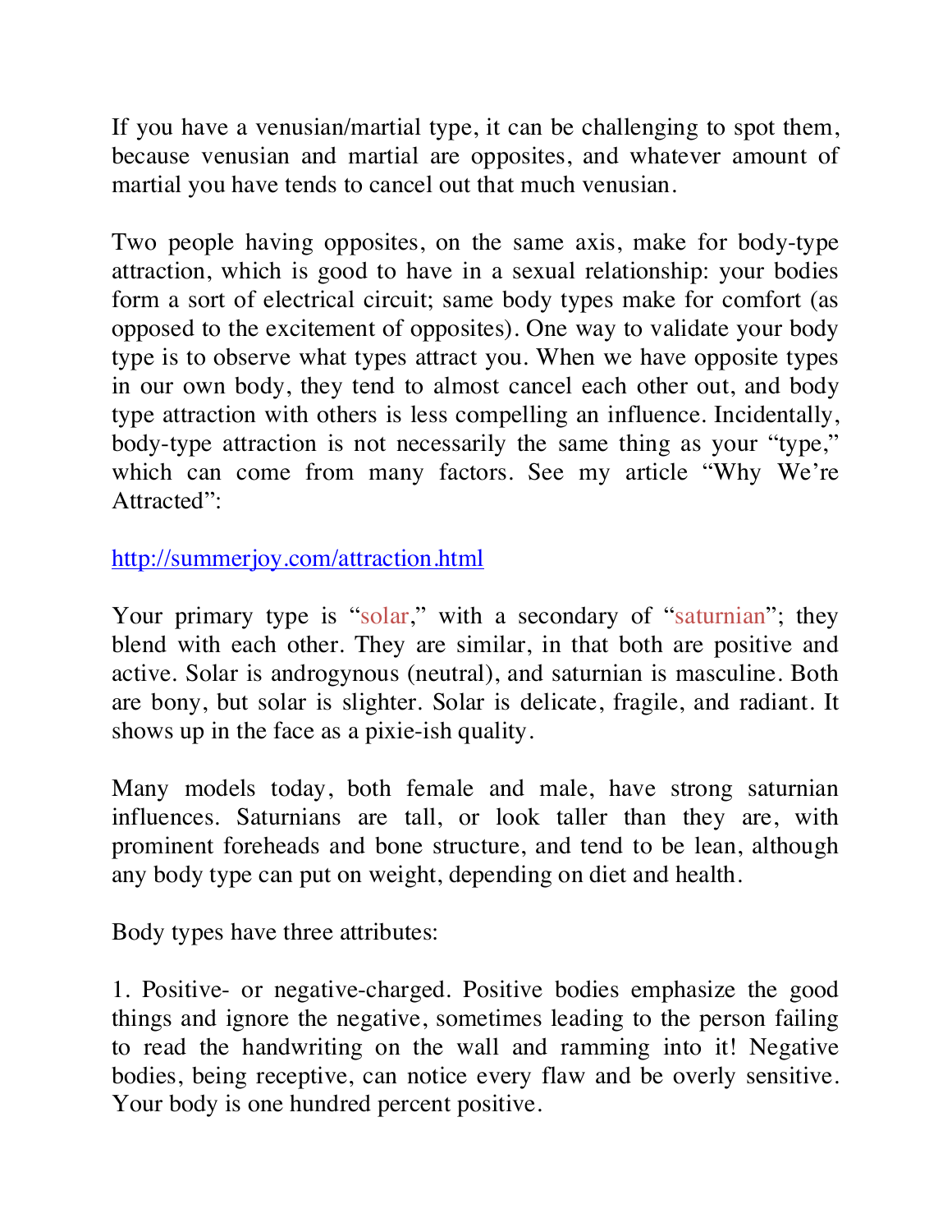If you have a venusian/martial type, it can be challenging to spot them, because venusian and martial are opposites, and whatever amount of martial you have tends to cancel out that much venusian.

Two people having opposites, on the same axis, make for body-type attraction, which is good to have in a sexual relationship: your bodies form a sort of electrical circuit; same body types make for comfort (as opposed to the excitement of opposites). One way to validate your body type is to observe what types attract you. When we have opposite types in our own body, they tend to almost cancel each other out, and body type attraction with others is less compelling an influence. Incidentally, body-type attraction is not necessarily the same thing as your "type," which can come from many factors. See my article "Why We're Attracted":

http://summerjoy.com/attraction.html

Your primary type is "solar," with a secondary of "saturnian"; they blend with each other. They are similar, in that both are positive and active. Solar is androgynous (neutral), and saturnian is masculine. Both are bony, but solar is slighter. Solar is delicate, fragile, and radiant. It shows up in the face as a pixie-ish quality.

Many models today, both female and male, have strong saturnian influences. Saturnians are tall, or look taller than they are, with prominent foreheads and bone structure, and tend to be lean, although any body type can put on weight, depending on diet and health.

Body types have three attributes:

1. Positive- or negative-charged. Positive bodies emphasize the good things and ignore the negative, sometimes leading to the person failing to read the handwriting on the wall and ramming into it! Negative bodies, being receptive, can notice every flaw and be overly sensitive. Your body is one hundred percent positive.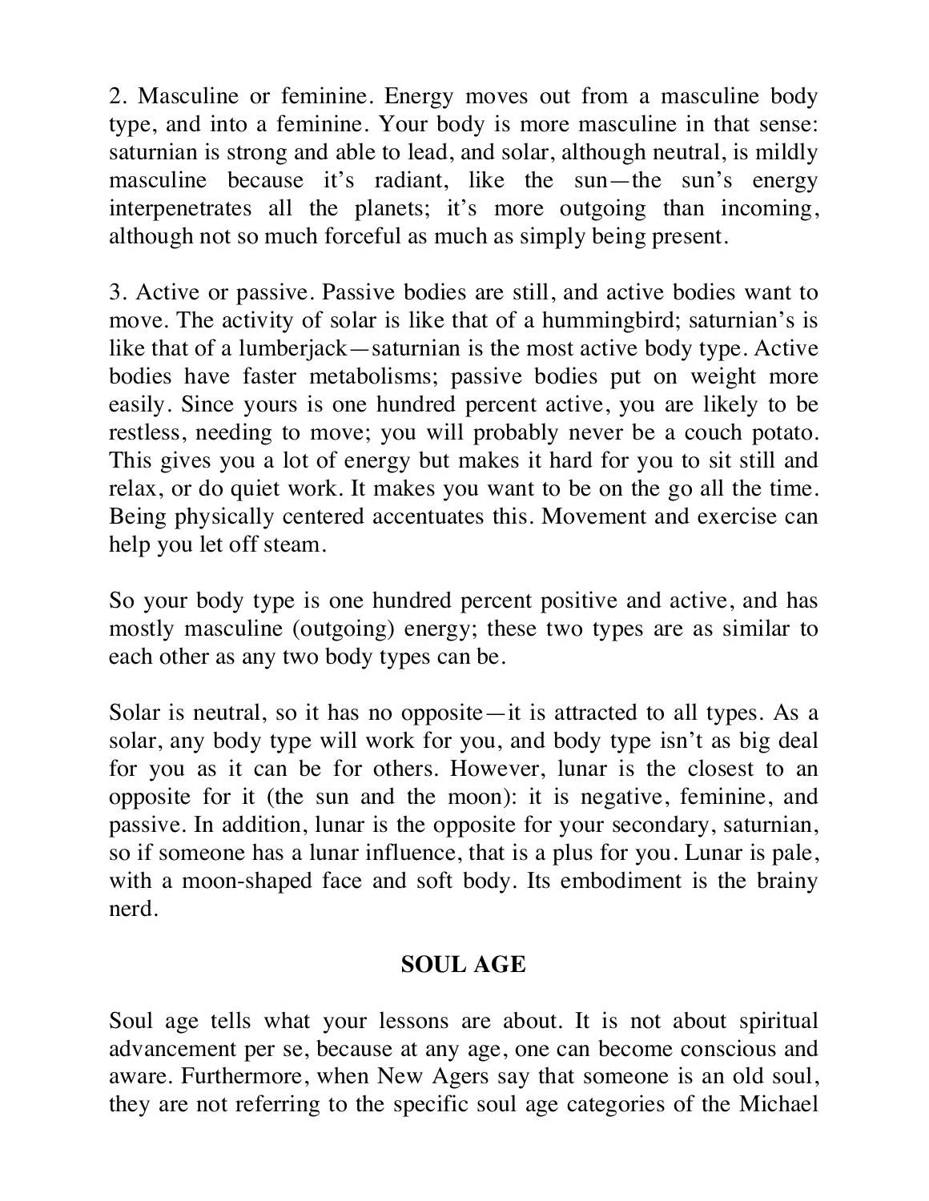2. Masculine or feminine. Energy moves out from a masculine body type, and into a feminine. Your body is more masculine in that sense: saturnian is strong and able to lead, and solar, although neutral, is mildly masculine because it's radiant, like the sun—the sun's energy interpenetrates all the planets; it's more outgoing than incoming, although not so much forceful as much as simply being present.

3. Active or passive. Passive bodies are still, and active bodies want to move. The activity of solar is like that of a hummingbird; saturnian's is like that of a lumberjack—saturnian is the most active body type. Active bodies have faster metabolisms; passive bodies put on weight more easily. Since yours is one hundred percent active, you are likely to be restless, needing to move; you will probably never be a couch potato. This gives you a lot of energy but makes it hard for you to sit still and relax, or do quiet work. It makes you want to be on the go all the time. Being physically centered accentuates this. Movement and exercise can help you let off steam.

So your body type is one hundred percent positive and active, and has mostly masculine (outgoing) energy; these two types are as similar to each other as any two body types can be.

Solar is neutral, so it has no opposite—it is attracted to all types. As a solar, any body type will work for you, and body type isn't as big deal for you as it can be for others. However, lunar is the closest to an opposite for it (the sun and the moon): it is negative, feminine, and passive. In addition, lunar is the opposite for your secondary, saturnian, so if someone has a lunar influence, that is a plus for you. Lunar is pale, with a moon-shaped face and soft body. Its embodiment is the brainy nerd.

## SOUL AGE

Soul age tells what your lessons are about. It is not about spiritual advancement per se, because at any age, one can become conscious and aware. Furthermore, when New Agers say that someone is an old soul, they are not referring to the specific soul age categories of the Michael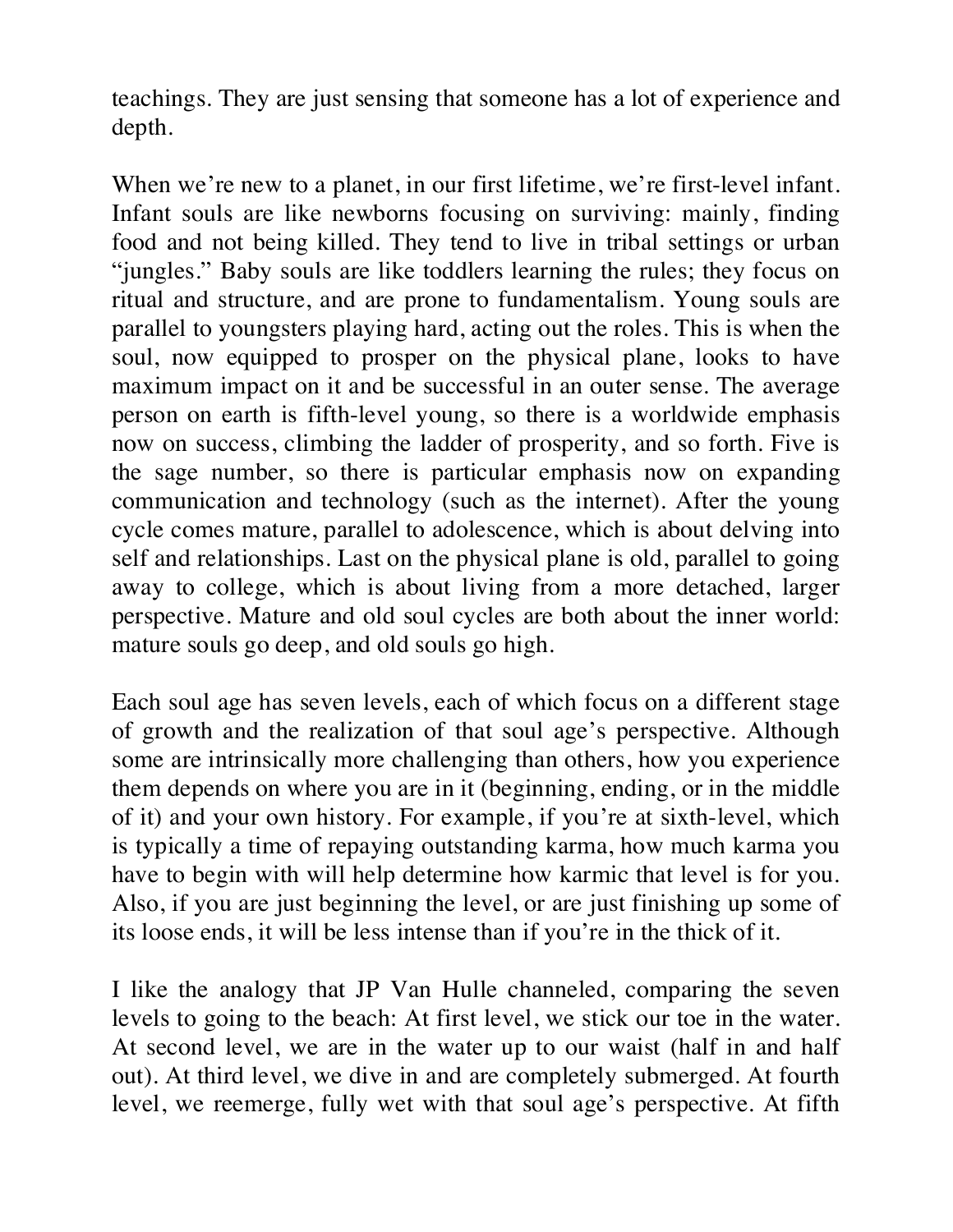teachings. They are just sensing that someone has a lot of experience and depth.

When we're new to a planet, in our first lifetime, we're first-level infant. Infant souls are like newborns focusing on surviving: mainly, finding food and not being killed. They tend to live in tribal settings or urban "jungles." Baby souls are like toddlers learning the rules; they focus on ritual and structure, and are prone to fundamentalism. Young souls are parallel to youngsters playing hard, acting out the roles. This is when the soul, now equipped to prosper on the physical plane, looks to have maximum impact on it and be successful in an outer sense. The average person on earth is fifth-level young, so there is a worldwide emphasis now on success, climbing the ladder of prosperity, and so forth. Five is the sage number, so there is particular emphasis now on expanding communication and technology (such as the internet). After the young cycle comes mature, parallel to adolescence, which is about delving into self and relationships. Last on the physical plane is old, parallel to going away to college, which is about living from a more detached, larger perspective. Mature and old soul cycles are both about the inner world: mature souls go deep, and old souls go high.

Each soul age has seven levels, each of which focus on a different stage of growth and the realization of that soul age's perspective. Although some are intrinsically more challenging than others, how you experience them depends on where you are in it (beginning, ending, or in the middle of it) and your own history. For example, if you're at sixth-level, which is typically a time of repaying outstanding karma, how much karma you have to begin with will help determine how karmic that level is for you. Also, if you are just beginning the level, or are just finishing up some of its loose ends, it will be less intense than if you're in the thick of it.

I like the analogy that JP Van Hulle channeled, comparing the seven levels to going to the beach: At first level, we stick our toe in the water. At second level, we are in the water up to our waist (half in and half out). At third level, we dive in and are completely submerged. At fourth level, we reemerge, fully wet with that soul age's perspective. At fifth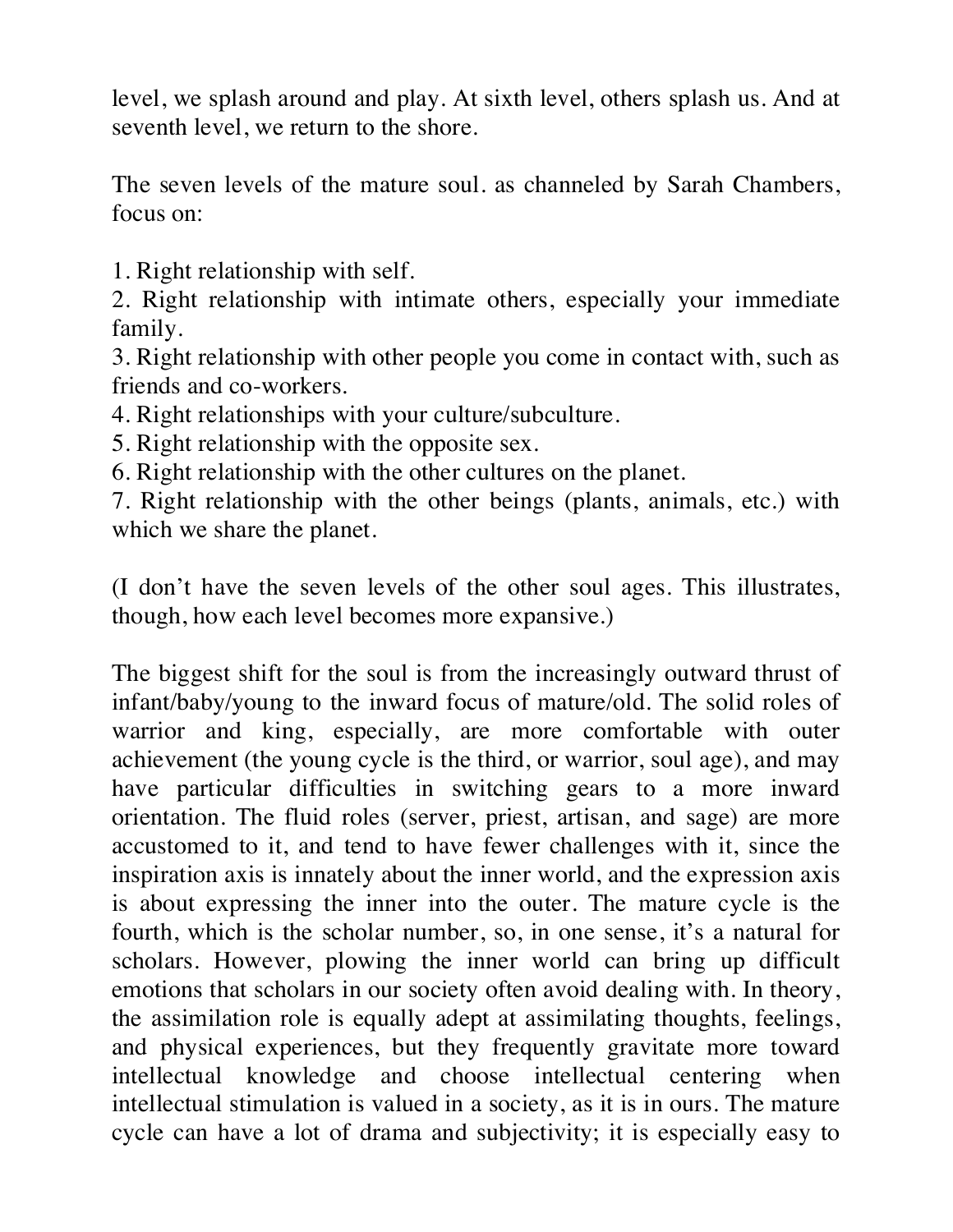level, we splash around and play. At sixth level, others splash us. And at seventh level, we return to the shore.

The seven levels of the mature soul. as channeled by Sarah Chambers, focus on:

1. Right relationship with self.
2. Right relationship with intimate others, especially your immediate family.
3. Right relationship with other people you come in contact with, such as friends and co-workers.
4. Right relationships with your culture/subculture.
5. Right relationship with the opposite sex.
6. Right relationship with the other cultures on the planet.
7. Right relationship with the other beings (plants, animals, etc.) with which we share the planet.

(I don't have the seven levels of the other soul ages. This illustrates, though, how each level becomes more expansive.)

The biggest shift for the soul is from the increasingly outward thrust of infant/baby/young to the inward focus of mature/old. The solid roles of warrior and king, especially, are more comfortable with outer achievement (the young cycle is the third, or warrior, soul age), and may have particular difficulties in switching gears to a more inward orientation. The fluid roles (server, priest, artisan, and sage) are more accustomed to it, and tend to have fewer challenges with it, since the inspiration axis is innately about the inner world, and the expression axis is about expressing the inner into the outer. The mature cycle is the fourth, which is the scholar number, so, in one sense, it's a natural for scholars. However, plowing the inner world can bring up difficult emotions that scholars in our society often avoid dealing with. In theory, the assimilation role is equally adept at assimilating thoughts, feelings, and physical experiences, but they frequently gravitate more toward intellectual knowledge and choose intellectual centering when intellectual stimulation is valued in a society, as it is in ours. The mature cycle can have a lot of drama and subjectivity; it is especially easy to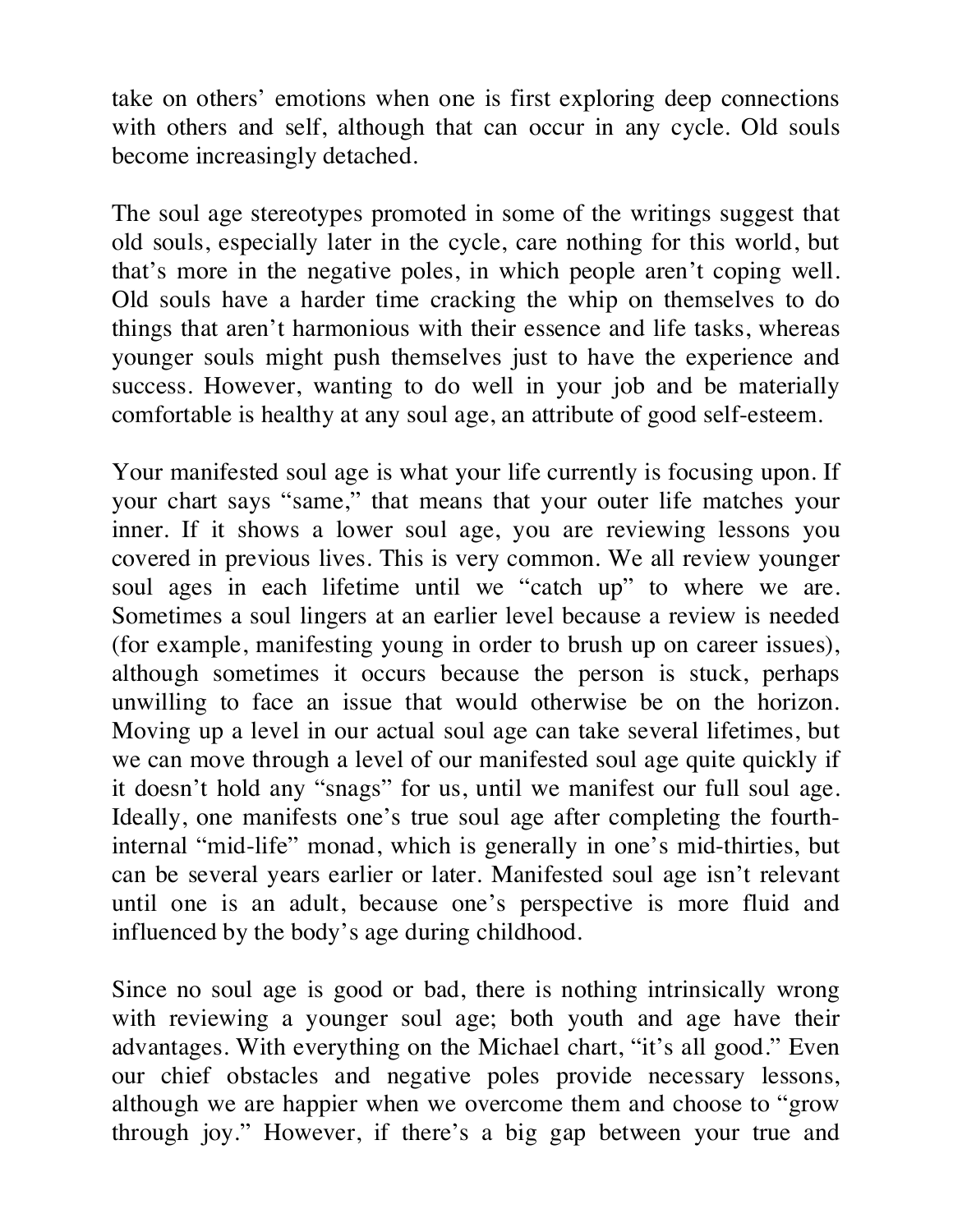take on others' emotions when one is first exploring deep connections with others and self, although that can occur in any cycle. Old souls become increasingly detached.

The soul age stereotypes promoted in some of the writings suggest that old souls, especially later in the cycle, care nothing for this world, but that's more in the negative poles, in which people aren't coping well. Old souls have a harder time cracking the whip on themselves to do things that aren't harmonious with their essence and life tasks, whereas younger souls might push themselves just to have the experience and success. However, wanting to do well in your job and be materially comfortable is healthy at any soul age, an attribute of good self-esteem.

Your manifested soul age is what your life currently is focusing upon. If your chart says "same," that means that your outer life matches your inner. If it shows a lower soul age, you are reviewing lessons you covered in previous lives. This is very common. We all review younger soul ages in each lifetime until we "catch up" to where we are. Sometimes a soul lingers at an earlier level because a review is needed (for example, manifesting young in order to brush up on career issues), although sometimes it occurs because the person is stuck, perhaps unwilling to face an issue that would otherwise be on the horizon. Moving up a level in our actual soul age can take several lifetimes, but we can move through a level of our manifested soul age quite quickly if it doesn't hold any "snags" for us, until we manifest our full soul age. Ideally, one manifests one's true soul age after completing the fourth-internal "mid-life" monad, which is generally in one's mid-thirties, but can be several years earlier or later. Manifested soul age isn't relevant until one is an adult, because one's perspective is more fluid and influenced by the body's age during childhood.

Since no soul age is good or bad, there is nothing intrinsically wrong with reviewing a younger soul age; both youth and age have their advantages. With everything on the Michael chart, "it's all good." Even our chief obstacles and negative poles provide necessary lessons, although we are happier when we overcome them and choose to "grow through joy." However, if there's a big gap between your true and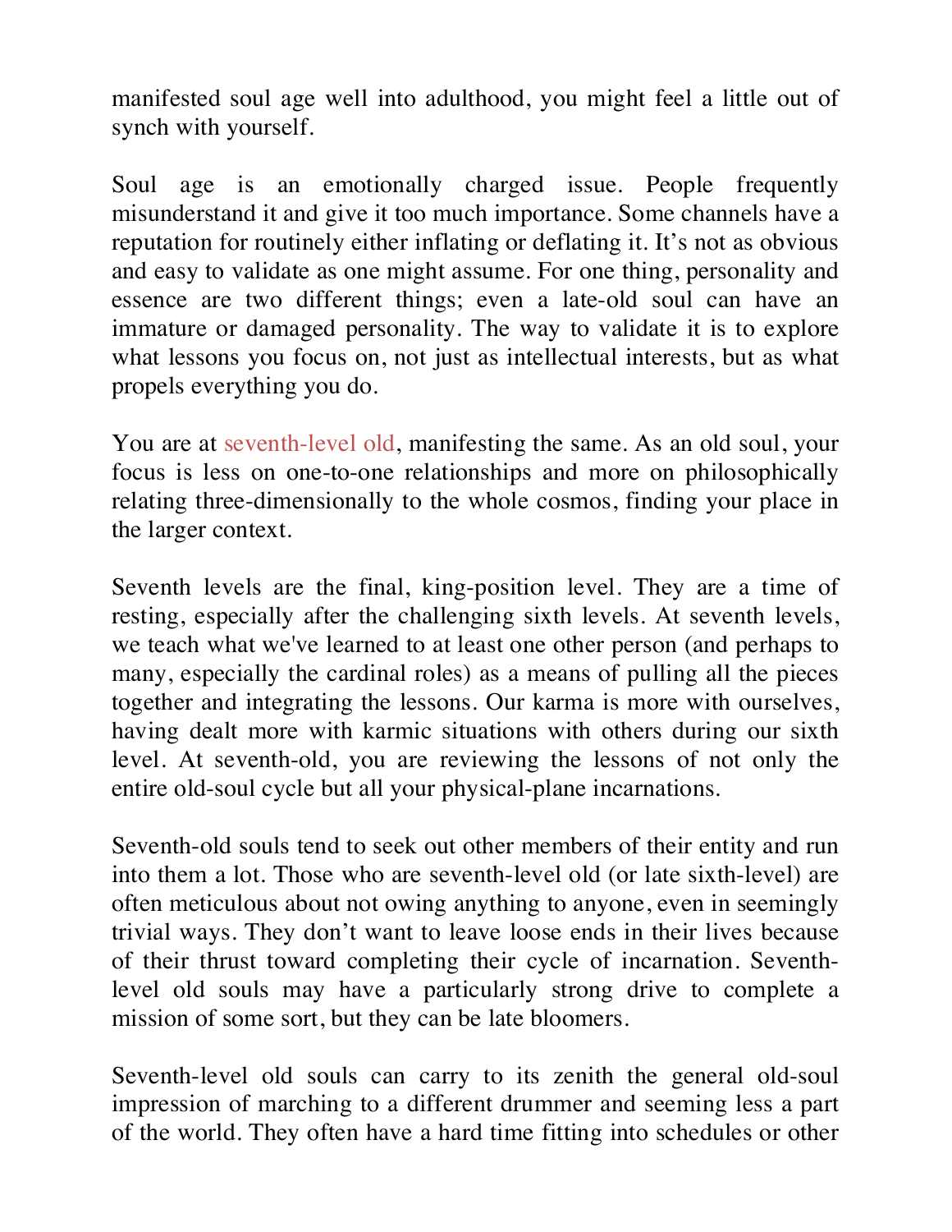manifested soul age well into adulthood, you might feel a little out of synch with yourself.

Soul age is an emotionally charged issue. People frequently misunderstand it and give it too much importance. Some channels have a reputation for routinely either inflating or deflating it. It's not as obvious and easy to validate as one might assume. For one thing, personality and essence are two different things; even a late-old soul can have an immature or damaged personality. The way to validate it is to explore what lessons you focus on, not just as intellectual interests, but as what propels everything you do.

You are at seventh-level old, manifesting the same. As an old soul, your focus is less on one-to-one relationships and more on philosophically relating three-dimensionally to the whole cosmos, finding your place in the larger context.

Seventh levels are the final, king-position level. They are a time of resting, especially after the challenging sixth levels. At seventh levels, we teach what we've learned to at least one other person (and perhaps to many, especially the cardinal roles) as a means of pulling all the pieces together and integrating the lessons. Our karma is more with ourselves, having dealt more with karmic situations with others during our sixth level. At seventh-old, you are reviewing the lessons of not only the entire old-soul cycle but all your physical-plane incarnations.

Seventh-old souls tend to seek out other members of their entity and run into them a lot. Those who are seventh-level old (or late sixth-level) are often meticulous about not owing anything to anyone, even in seemingly trivial ways. They don't want to leave loose ends in their lives because of their thrust toward completing their cycle of incarnation. Seventh-level old souls may have a particularly strong drive to complete a mission of some sort, but they can be late bloomers.

Seventh-level old souls can carry to its zenith the general old-soul impression of marching to a different drummer and seeming less a part of the world. They often have a hard time fitting into schedules or other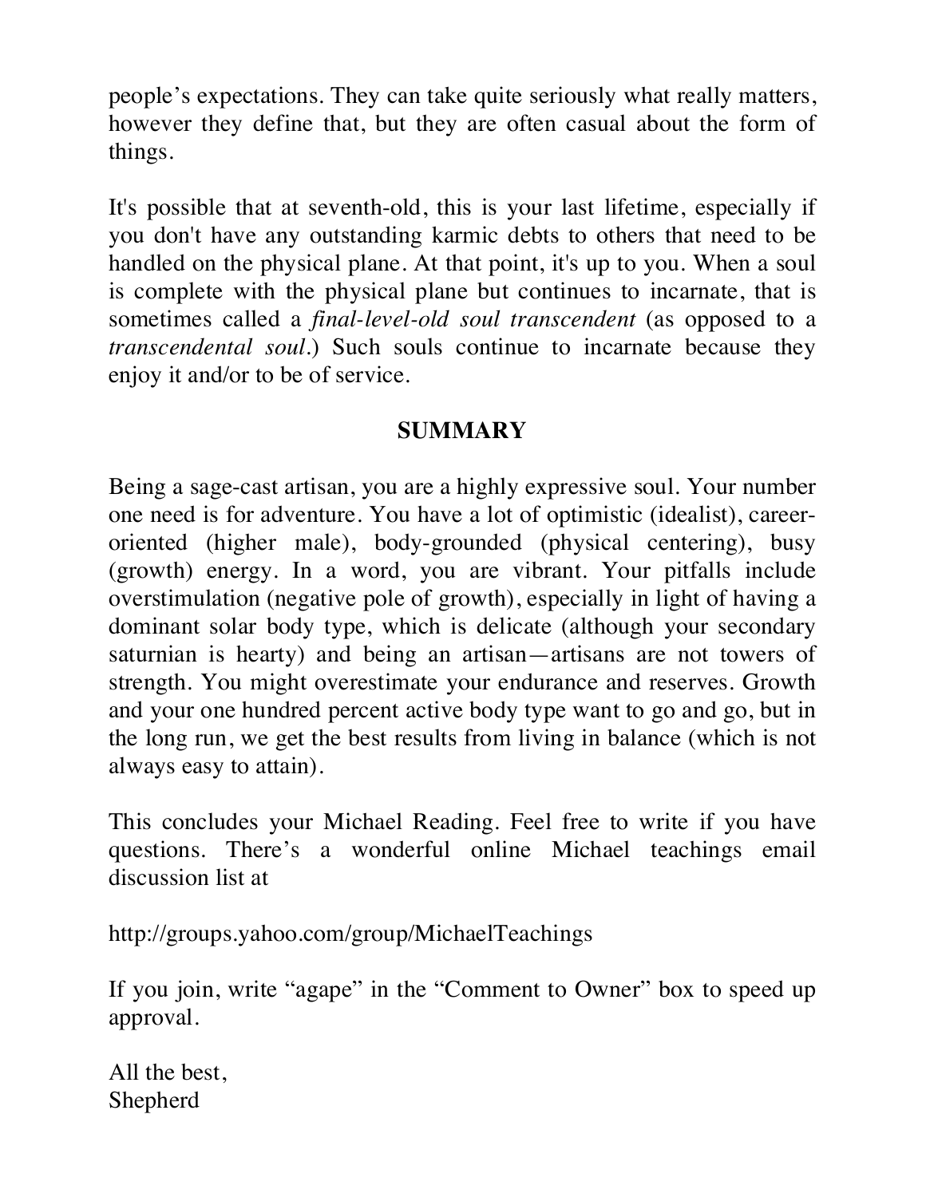people's expectations. They can take quite seriously what really matters, however they define that, but they are often casual about the form of things.

It's possible that at seventh-old, this is your last lifetime, especially if you don't have any outstanding karmic debts to others that need to be handled on the physical plane. At that point, it's up to you. When a soul is complete with the physical plane but continues to incarnate, that is sometimes called a *final-level-old soul transcendent* (as opposed to a *transcendental soul*.) Such souls continue to incarnate because they enjoy it and/or to be of service.

## SUMMARY

Being a sage-cast artisan, you are a highly expressive soul. Your number one need is for adventure. You have a lot of optimistic (idealist), career-oriented (higher male), body-grounded (physical centering), busy (growth) energy. In a word, you are vibrant. Your pitfalls include overstimulation (negative pole of growth), especially in light of having a dominant solar body type, which is delicate (although your secondary saturnian is hearty) and being an artisan—artisans are not towers of strength. You might overestimate your endurance and reserves. Growth and your one hundred percent active body type want to go and go, but in the long run, we get the best results from living in balance (which is not always easy to attain).

This concludes your Michael Reading. Feel free to write if you have questions. There's a wonderful online Michael teachings email discussion list at

http://groups.yahoo.com/group/MichaelTeachings

If you join, write "agape" in the "Comment to Owner" box to speed up approval.

All the best,
Shepherd